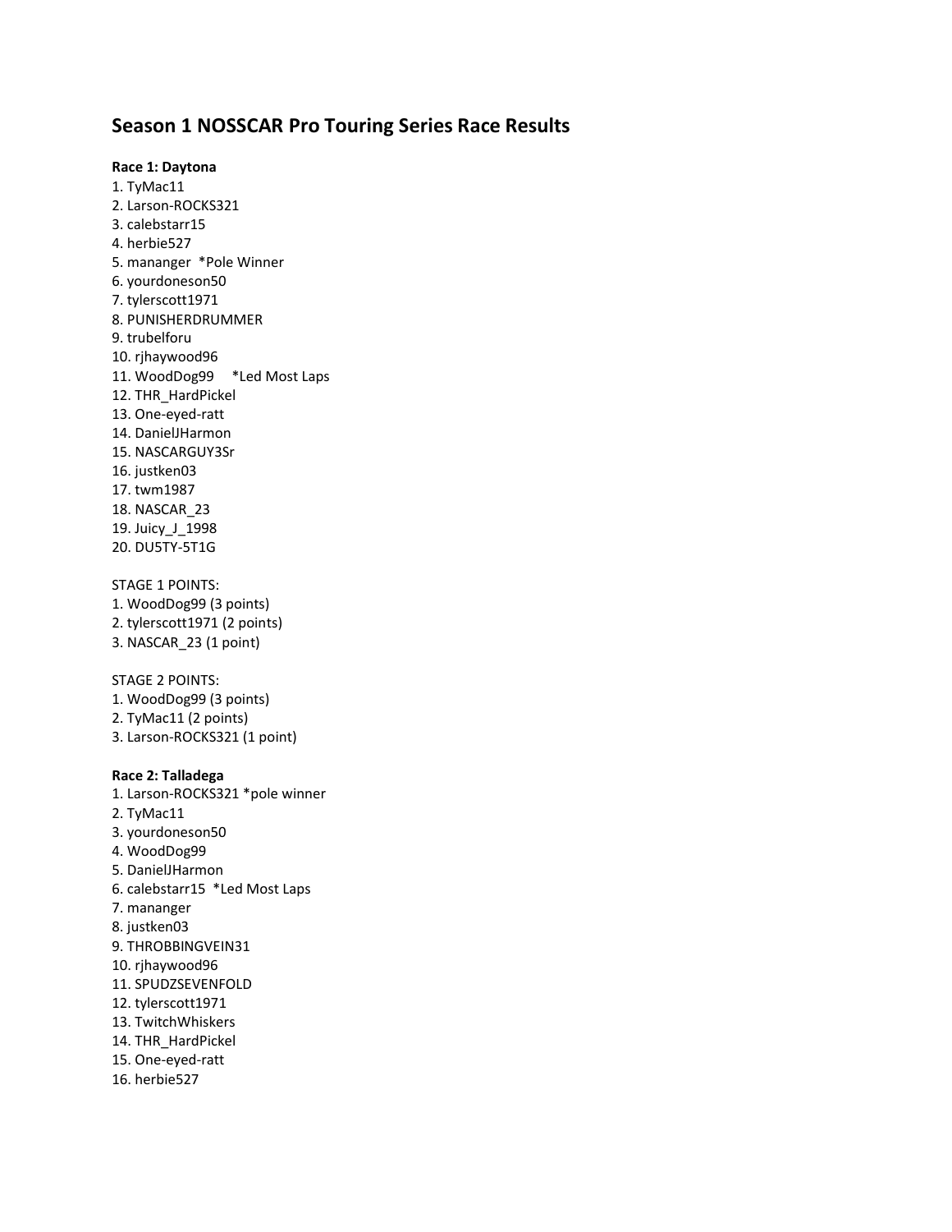# Season 1 NOSSCAR Pro Touring Series Race Results

**Race 1: Daytona**

1. TyMac11
2. Larson-ROCKS321
3. calebstarr15
4. herbie527
5. mananger  *Pole Winner
6. yourdoneson50
7. tylerscott1971
8. PUNISHERDRUMMER
9. trubelforu
10. rjhaywood96
11. WoodDog99     *Led Most Laps
12. THR_HardPickel
13. One-eyed-ratt
14. DanielJHarmon
15. NASCARGUY3Sr
16. justken03
17. twm1987
18. NASCAR_23
19. Juicy_J_1998
20. DU5TY-5T1G

STAGE 1 POINTS:

1. WoodDog99 (3 points)
2. tylerscott1971 (2 points)
3. NASCAR_23 (1 point)

STAGE 2 POINTS:

1. WoodDog99 (3 points)
2. TyMac11 (2 points)
3. Larson-ROCKS321 (1 point)

**Race 2: Talladega**

1. Larson-ROCKS321 *pole winner
2. TyMac11
3. yourdoneson50
4. WoodDog99
5. DanielJHarmon
6. calebstarr15  *Led Most Laps
7. mananger
8. justken03
9. THROBBINGVEIN31
10. rjhaywood96
11. SPUDZSEVENFOLD
12. tylerscott1971
13. TwitchWhiskers
14. THR_HardPickel
15. One-eyed-ratt
16. herbie527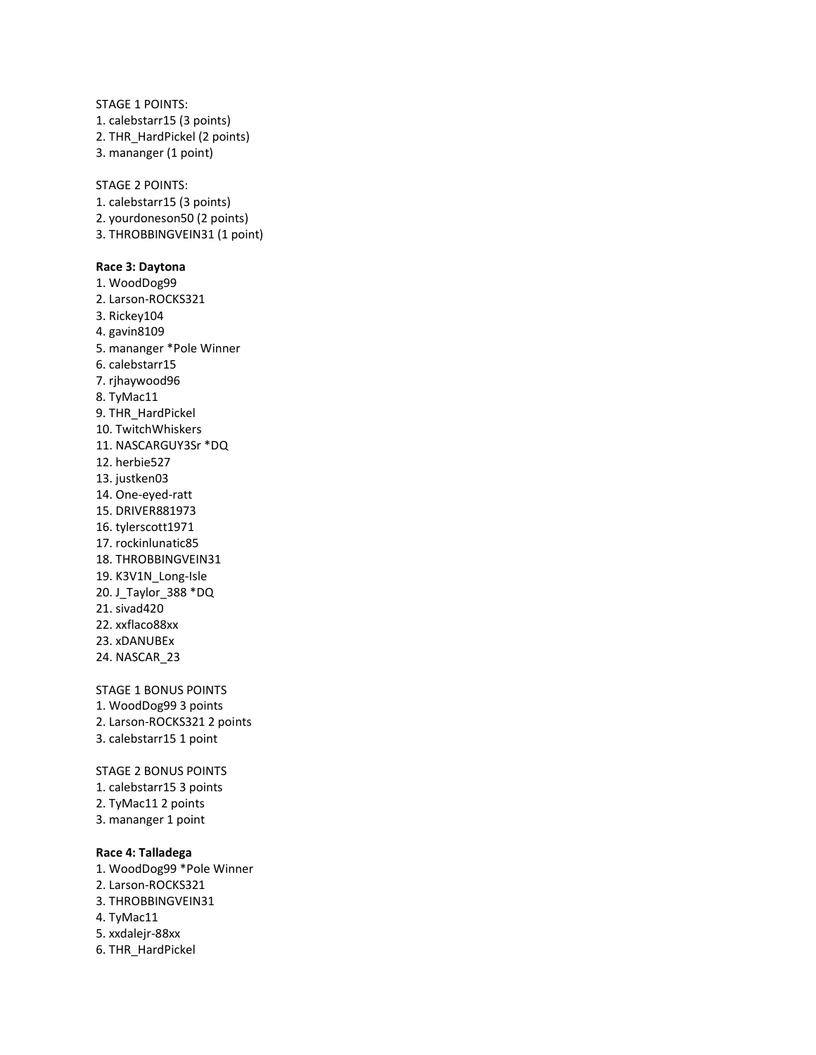STAGE 1 POINTS:
1. calebstarr15 (3 points)
2. THR_HardPickel (2 points)
3. mananger (1 point)

STAGE 2 POINTS:
1. calebstarr15 (3 points)
2. yourdoneson50 (2 points)
3. THROBBINGVEIN31 (1 point)

**Race 3: Daytona**
1. WoodDog99
2. Larson-ROCKS321
3. Rickey104
4. gavin8109
5. mananger *Pole Winner
6. calebstarr15
7. rjhaywood96
8. TyMac11
9. THR_HardPickel
10. TwitchWhiskers
11. NASCARGUY3Sr *DQ
12. herbie527
13. justken03
14. One-eyed-ratt
15. DRIVER881973
16. tylerscott1971
17. rockinlunatic85
18. THROBBINGVEIN31
19. K3V1N_Long-Isle
20. J_Taylor_388 *DQ
21. sivad420
22. xxflaco88xx
23. xDANUBEx
24. NASCAR_23

STAGE 1 BONUS POINTS
1. WoodDog99 3 points
2. Larson-ROCKS321 2 points
3. calebstarr15 1 point

STAGE 2 BONUS POINTS
1. calebstarr15 3 points
2. TyMac11 2 points
3. mananger 1 point

**Race 4: Talladega**
1. WoodDog99 *Pole Winner
2. Larson-ROCKS321
3. THROBBINGVEIN31
4. TyMac11
5. xxdalejr-88xx
6. THR_HardPickel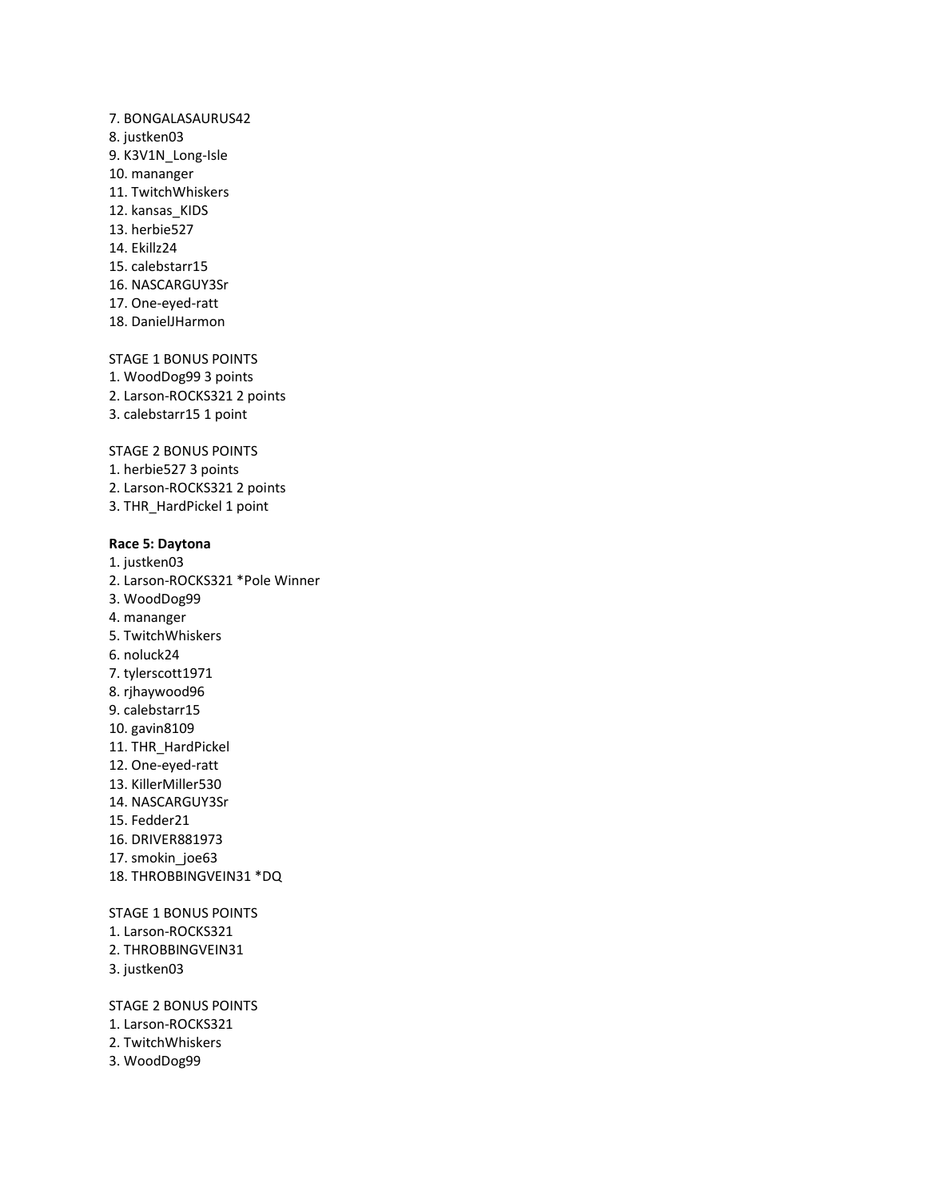7. BONGALASAURUS42
8. justken03
9. K3V1N_Long-Isle
10. mananger
11. TwitchWhiskers
12. kansas_KIDS
13. herbie527
14. Ekillz24
15. calebstarr15
16. NASCARGUY3Sr
17. One-eyed-ratt
18. DanielJHarmon

STAGE 1 BONUS POINTS
1. WoodDog99 3 points
2. Larson-ROCKS321 2 points
3. calebstarr15 1 point

STAGE 2 BONUS POINTS
1. herbie527 3 points
2. Larson-ROCKS321 2 points
3. THR_HardPickel 1 point

**Race 5: Daytona**
1. justken03
2. Larson-ROCKS321 *Pole Winner
3. WoodDog99
4. mananger
5. TwitchWhiskers
6. noluck24
7. tylerscott1971
8. rjhaywood96
9. calebstarr15
10. gavin8109
11. THR_HardPickel
12. One-eyed-ratt
13. KillerMiller530
14. NASCARGUY3Sr
15. Fedder21
16. DRIVER881973
17. smokin_joe63
18. THROBBINGVEIN31 *DQ

STAGE 1 BONUS POINTS
1. Larson-ROCKS321
2. THROBBINGVEIN31
3. justken03

STAGE 2 BONUS POINTS
1. Larson-ROCKS321
2. TwitchWhiskers
3. WoodDog99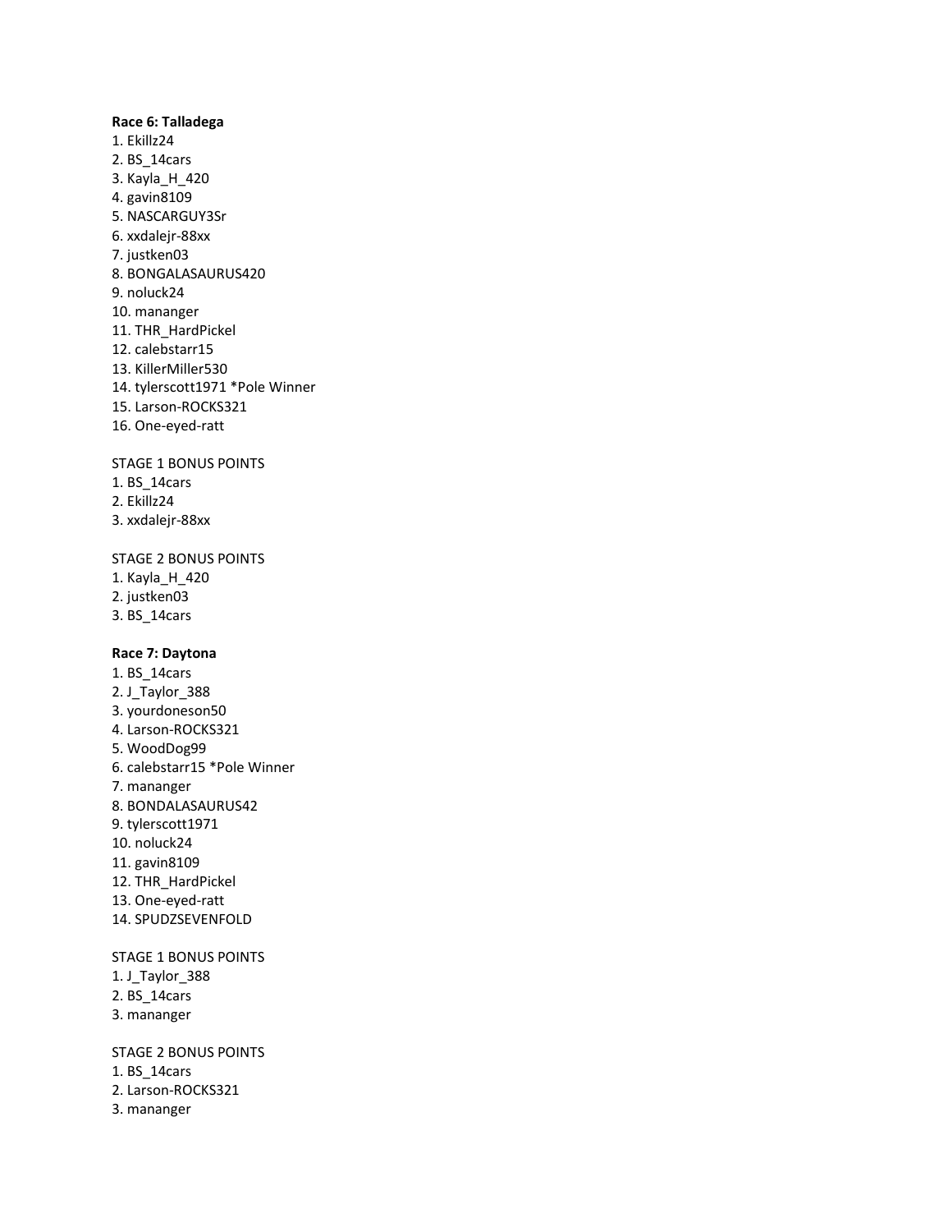**Race 6: Talladega**

1. Ekillz24
2. BS_14cars
3. Kayla_H_420
4. gavin8109
5. NASCARGUY3Sr
6. xxdalejr-88xx
7. justken03
8. BONGALASAURUS420
9. noluck24
10. mananger
11. THR_HardPickel
12. calebstarr15
13. KillerMiller530
14. tylerscott1971 *Pole Winner
15. Larson-ROCKS321
16. One-eyed-ratt

STAGE 1 BONUS POINTS

1. BS_14cars
2. Ekillz24
3. xxdalejr-88xx

STAGE 2 BONUS POINTS

1. Kayla_H_420
2. justken03
3. BS_14cars

**Race 7: Daytona**

1. BS_14cars
2. J_Taylor_388
3. yourdoneson50
4. Larson-ROCKS321
5. WoodDog99
6. calebstarr15 *Pole Winner
7. mananger
8. BONDALASAURUS42
9. tylerscott1971
10. noluck24
11. gavin8109
12. THR_HardPickel
13. One-eyed-ratt
14. SPUDZSEVENFOLD

STAGE 1 BONUS POINTS

1. J_Taylor_388
2. BS_14cars
3. mananger

STAGE 2 BONUS POINTS

1. BS_14cars
2. Larson-ROCKS321
3. mananger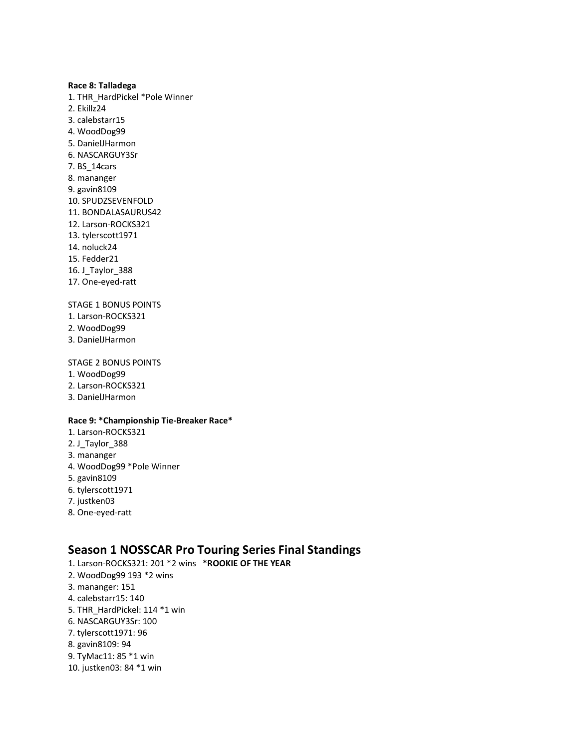**Race 8: Talladega**

1. THR_HardPickel *Pole Winner
2. Ekillz24
3. calebstarr15
4. WoodDog99
5. DanielJHarmon
6. NASCARGUY3Sr
7. BS_14cars
8. mananger
9. gavin8109
10. SPUDZSEVENFOLD
11. BONDALASAURUS42
12. Larson-ROCKS321
13. tylerscott1971
14. noluck24
15. Fedder21
16. J_Taylor_388
17. One-eyed-ratt

STAGE 1 BONUS POINTS

1. Larson-ROCKS321
2. WoodDog99
3. DanielJHarmon

STAGE 2 BONUS POINTS

1. WoodDog99
2. Larson-ROCKS321
3. DanielJHarmon

**Race 9: *Championship Tie-Breaker Race***

1. Larson-ROCKS321
2. J_Taylor_388
3. mananger
4. WoodDog99 *Pole Winner
5. gavin8109
6. tylerscott1971
7. justken03
8. One-eyed-ratt

## Season 1 NOSSCAR Pro Touring Series Final Standings

1. Larson-ROCKS321: 201 *2 wins **\*ROOKIE OF THE YEAR**
2. WoodDog99 193 *2 wins
3. mananger: 151
4. calebstarr15: 140
5. THR_HardPickel: 114 *1 win
6. NASCARGUY3Sr: 100
7. tylerscott1971: 96
8. gavin8109: 94
9. TyMac11: 85 *1 win
10. justken03: 84 *1 win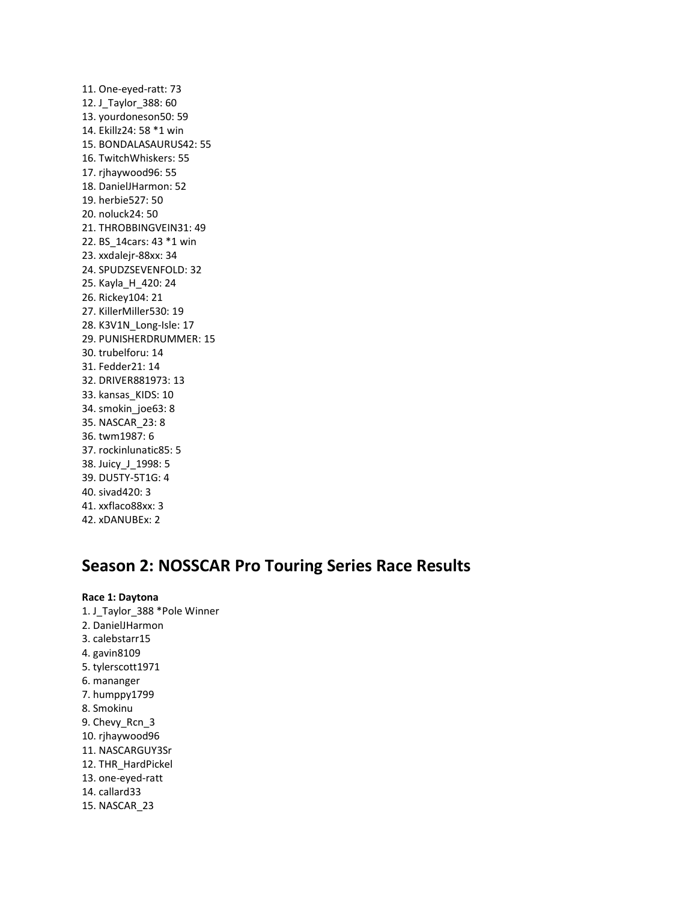11. One-eyed-ratt: 73
12. J_Taylor_388: 60
13. yourdoneson50: 59
14. Ekillz24: 58 *1 win
15. BONDALASAURUS42: 55
16. TwitchWhiskers: 55
17. rjhaywood96: 55
18. DanielJHarmon: 52
19. herbie527: 50
20. noluck24: 50
21. THROBBINGVEIN31: 49
22. BS_14cars: 43 *1 win
23. xxdalejr-88xx: 34
24. SPUDZSEVENFOLD: 32
25. Kayla_H_420: 24
26. Rickey104: 21
27. KillerMiller530: 19
28. K3V1N_Long-Isle: 17
29. PUNISHERDRUMMER: 15
30. trubelforu: 14
31. Fedder21: 14
32. DRIVER881973: 13
33. kansas_KIDS: 10
34. smokin_joe63: 8
35. NASCAR_23: 8
36. twm1987: 6
37. rockinlunatic85: 5
38. Juicy_J_1998: 5
39. DU5TY-5T1G: 4
40. sivad420: 3
41. xxflaco88xx: 3
42. xDANUBEx: 2

## Season 2: NOSSCAR Pro Touring Series Race Results

**Race 1: Daytona**

1. J_Taylor_388 *Pole Winner
2. DanielJHarmon
3. calebstarr15
4. gavin8109
5. tylerscott1971
6. mananger
7. humppy1799
8. Smokinu
9. Chevy_Rcn_3
10. rjhaywood96
11. NASCARGUY3Sr
12. THR_HardPickel
13. one-eyed-ratt
14. callard33
15. NASCAR_23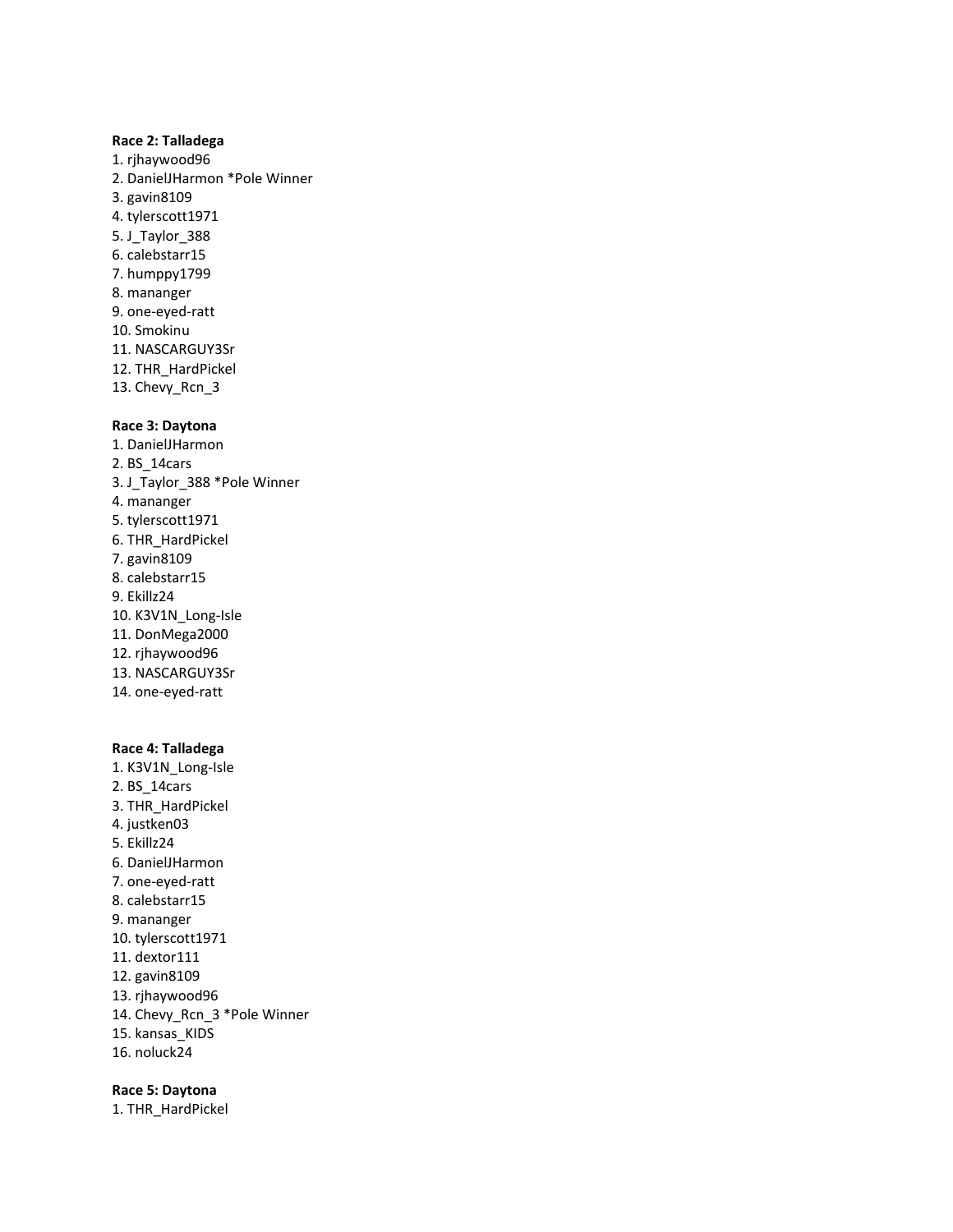**Race 2: Talladega**

1. rjhaywood96
2. DanielJHarmon *Pole Winner
3. gavin8109
4. tylerscott1971
5. J_Taylor_388
6. calebstarr15
7. humppy1799
8. mananger
9. one-eyed-ratt
10. Smokinu
11. NASCARGUY3Sr
12. THR_HardPickel
13. Chevy_Rcn_3

**Race 3: Daytona**

1. DanielJHarmon
2. BS_14cars
3. J_Taylor_388 *Pole Winner
4. mananger
5. tylerscott1971
6. THR_HardPickel
7. gavin8109
8. calebstarr15
9. Ekillz24
10. K3V1N_Long-Isle
11. DonMega2000
12. rjhaywood96
13. NASCARGUY3Sr
14. one-eyed-ratt

**Race 4: Talladega**

1. K3V1N_Long-Isle
2. BS_14cars
3. THR_HardPickel
4. justken03
5. Ekillz24
6. DanielJHarmon
7. one-eyed-ratt
8. calebstarr15
9. mananger
10. tylerscott1971
11. dextor111
12. gavin8109
13. rjhaywood96
14. Chevy_Rcn_3 *Pole Winner
15. kansas_KIDS
16. noluck24

**Race 5: Daytona**

1. THR_HardPickel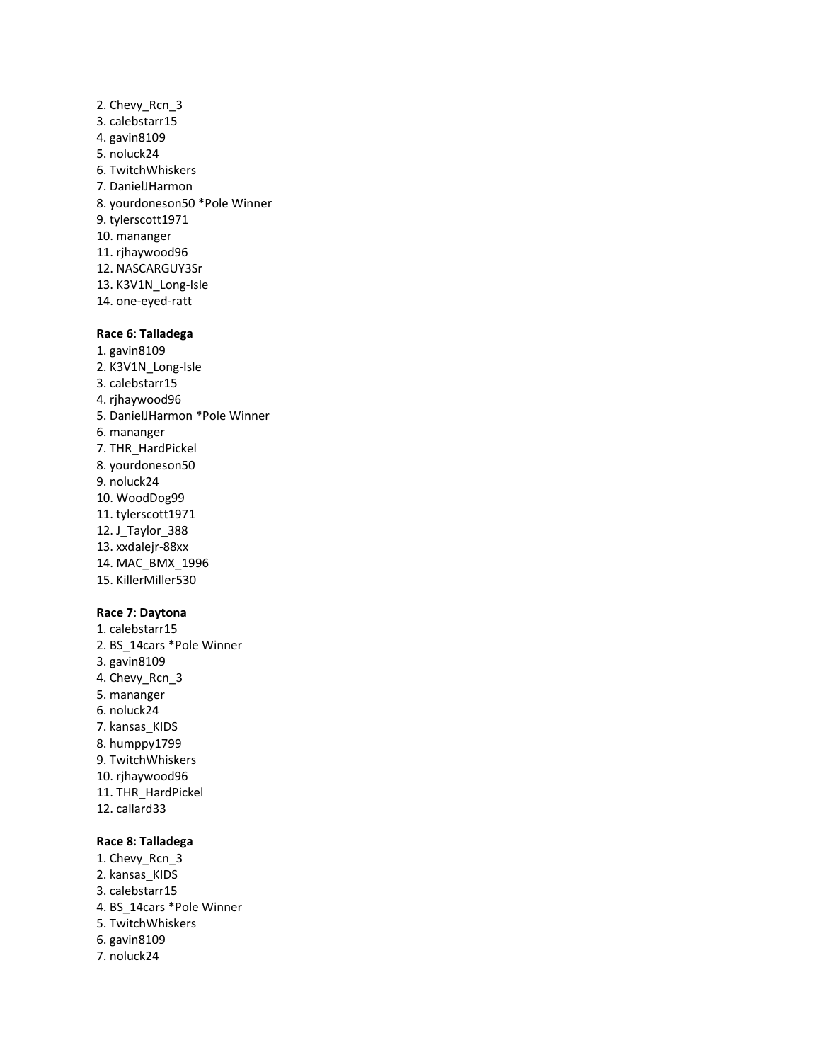2. Chevy_Rcn_3
3. calebstarr15
4. gavin8109
5. noluck24
6. TwitchWhiskers
7. DanielJHarmon
8. yourdoneson50 *Pole Winner
9. tylerscott1971
10. mananger
11. rjhaywood96
12. NASCARGUY3Sr
13. K3V1N_Long-Isle
14. one-eyed-ratt

**Race 6: Talladega**

1. gavin8109
2. K3V1N_Long-Isle
3. calebstarr15
4. rjhaywood96
5. DanielJHarmon *Pole Winner
6. mananger
7. THR_HardPickel
8. yourdoneson50
9. noluck24
10. WoodDog99
11. tylerscott1971
12. J_Taylor_388
13. xxdalejr-88xx
14. MAC_BMX_1996
15. KillerMiller530

**Race 7: Daytona**

1. calebstarr15
2. BS_14cars *Pole Winner
3. gavin8109
4. Chevy_Rcn_3
5. mananger
6. noluck24
7. kansas_KIDS
8. humppy1799
9. TwitchWhiskers
10. rjhaywood96
11. THR_HardPickel
12. callard33

**Race 8: Talladega**

1. Chevy_Rcn_3
2. kansas_KIDS
3. calebstarr15
4. BS_14cars *Pole Winner
5. TwitchWhiskers
6. gavin8109
7. noluck24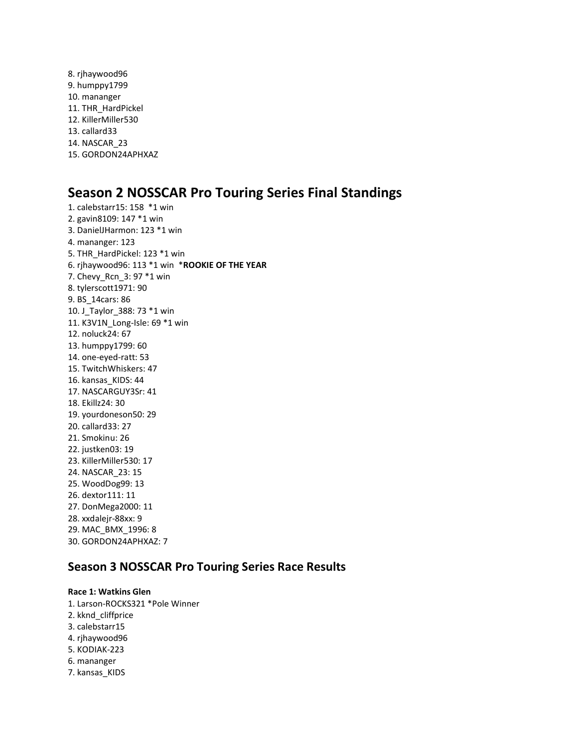8. rjhaywood96
9. humppy1799
10. mananger
11. THR_HardPickel
12. KillerMiller530
13. callard33
14. NASCAR_23
15. GORDON24APHXAZ

## Season 2 NOSSCAR Pro Touring Series Final Standings

1. calebstarr15: 158 *1 win
2. gavin8109: 147 *1 win
3. DanielJHarmon: 123 *1 win
4. mananger: 123
5. THR_HardPickel: 123 *1 win
6. rjhaywood96: 113 *1 win *ROOKIE OF THE YEAR**
7. Chevy_Rcn_3: 97 *1 win
8. tylerscott1971: 90
9. BS_14cars: 86
10. J_Taylor_388: 73 *1 win
11. K3V1N_Long-Isle: 69 *1 win
12. noluck24: 67
13. humppy1799: 60
14. one-eyed-ratt: 53
15. TwitchWhiskers: 47
16. kansas_KIDS: 44
17. NASCARGUY3Sr: 41
18. Ekillz24: 30
19. yourdoneson50: 29
20. callard33: 27
21. Smokinu: 26
22. justken03: 19
23. KillerMiller530: 17
24. NASCAR_23: 15
25. WoodDog99: 13
26. dextor111: 11
27. DonMega2000: 11
28. xxdalejr-88xx: 9
29. MAC_BMX_1996: 8
30. GORDON24APHXAZ: 7

### Season 3 NOSSCAR Pro Touring Series Race Results

**Race 1: Watkins Glen**

1. Larson-ROCKS321 *Pole Winner
2. kknd_cliffprice
3. calebstarr15
4. rjhaywood96
5. KODIAK-223
6. mananger
7. kansas_KIDS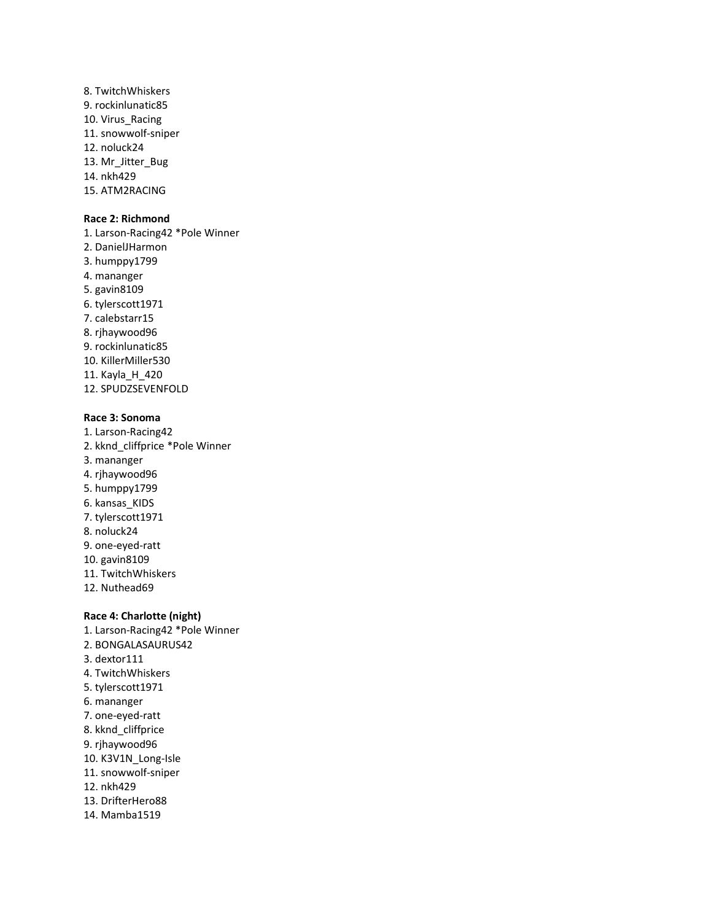8. TwitchWhiskers
9. rockinlunatic85
10. Virus_Racing
11. snowwolf-sniper
12. noluck24
13. Mr_Jitter_Bug
14. nkh429
15. ATM2RACING

**Race 2: Richmond**

1. Larson-Racing42 *Pole Winner
2. DanielJHarmon
3. humppy1799
4. mananger
5. gavin8109
6. tylerscott1971
7. calebstarr15
8. rjhaywood96
9. rockinlunatic85
10. KillerMiller530
11. Kayla_H_420
12. SPUDZSEVENFOLD

**Race 3: Sonoma**

1. Larson-Racing42
2. kknd_cliffprice *Pole Winner
3. mananger
4. rjhaywood96
5. humppy1799
6. kansas_KIDS
7. tylerscott1971
8. noluck24
9. one-eyed-ratt
10. gavin8109
11. TwitchWhiskers
12. Nuthead69

**Race 4: Charlotte (night)**

1. Larson-Racing42 *Pole Winner
2. BONGALASAURUS42
3. dextor111
4. TwitchWhiskers
5. tylerscott1971
6. mananger
7. one-eyed-ratt
8. kknd_cliffprice
9. rjhaywood96
10. K3V1N_Long-Isle
11. snowwolf-sniper
12. nkh429
13. DrifterHero88
14. Mamba1519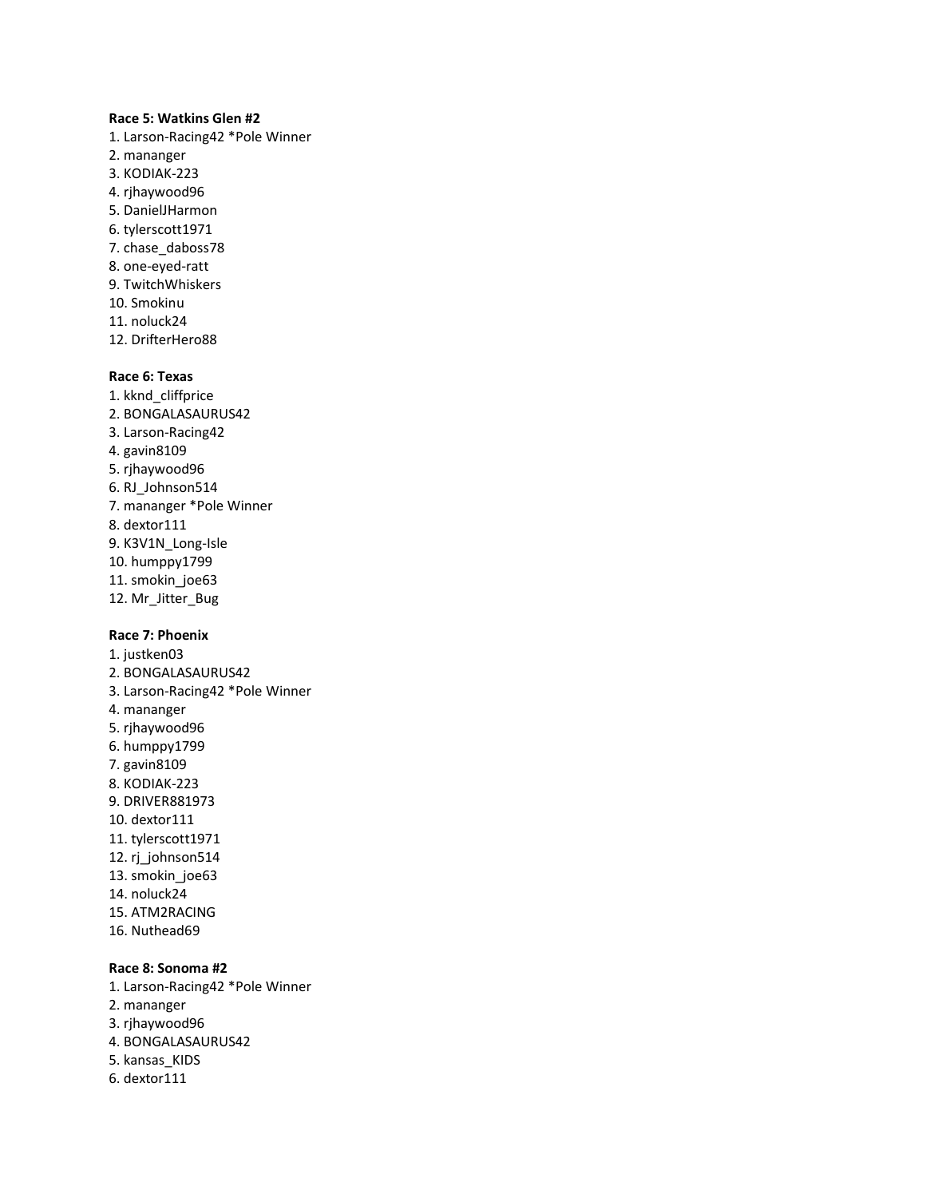**Race 5: Watkins Glen #2**

1. Larson-Racing42 *Pole Winner
2. mananger
3. KODIAK-223
4. rjhaywood96
5. DanielJHarmon
6. tylerscott1971
7. chase_daboss78
8. one-eyed-ratt
9. TwitchWhiskers
10. Smokinu
11. noluck24
12. DrifterHero88

**Race 6: Texas**

1. kknd_cliffprice
2. BONGALASAURUS42
3. Larson-Racing42
4. gavin8109
5. rjhaywood96
6. RJ_Johnson514
7. mananger *Pole Winner
8. dextor111
9. K3V1N_Long-Isle
10. humppy1799
11. smokin_joe63
12. Mr_Jitter_Bug

**Race 7: Phoenix**

1. justken03
2. BONGALASAURUS42
3. Larson-Racing42 *Pole Winner
4. mananger
5. rjhaywood96
6. humppy1799
7. gavin8109
8. KODIAK-223
9. DRIVER881973
10. dextor111
11. tylerscott1971
12. rj_johnson514
13. smokin_joe63
14. noluck24
15. ATM2RACING
16. Nuthead69

**Race 8: Sonoma #2**

1. Larson-Racing42 *Pole Winner
2. mananger
3. rjhaywood96
4. BONGALASAURUS42
5. kansas_KIDS
6. dextor111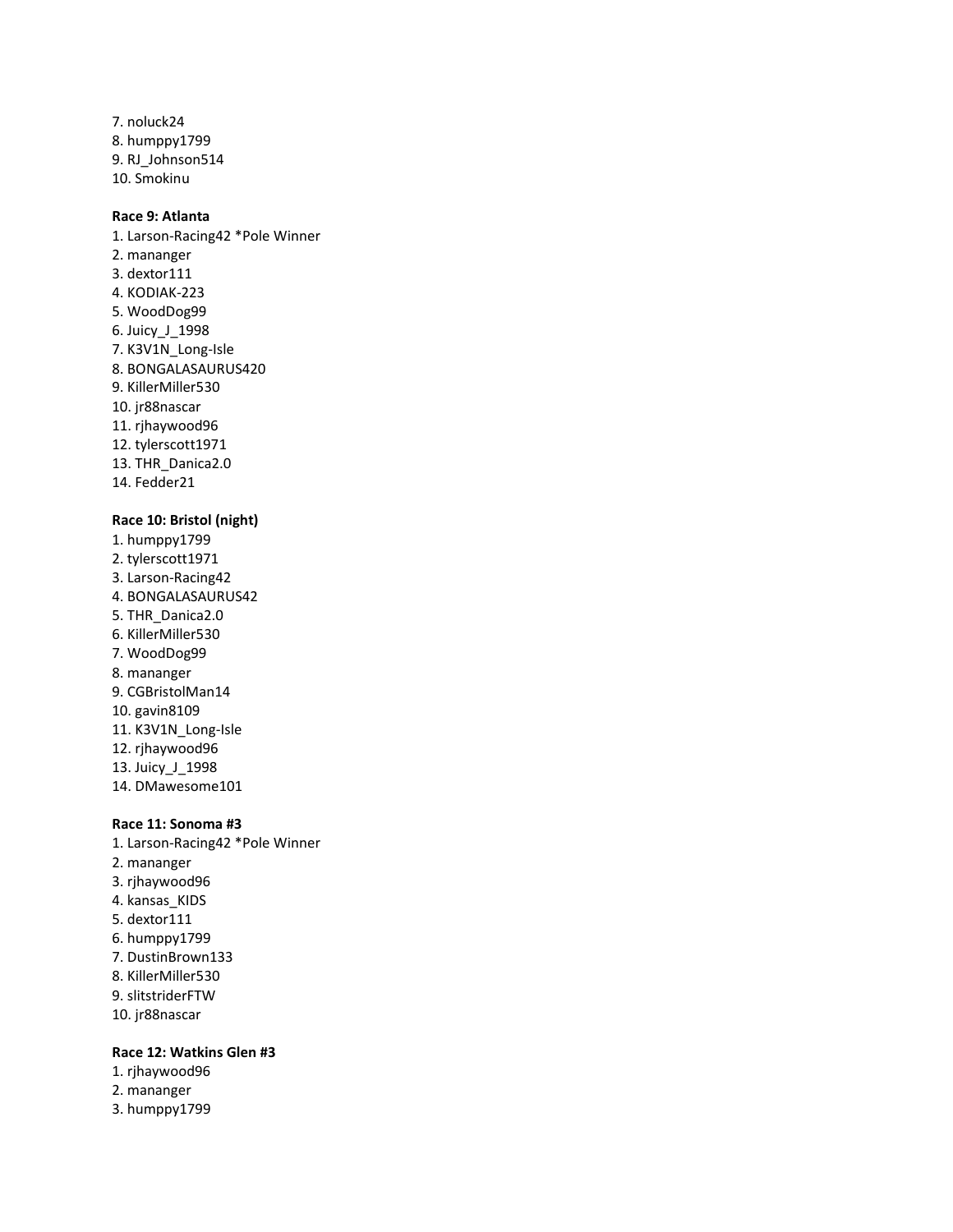7. noluck24
8. humppy1799
9. RJ_Johnson514
10. Smokinu

**Race 9: Atlanta**

1. Larson-Racing42 *Pole Winner
2. mananger
3. dextor111
4. KODIAK-223
5. WoodDog99
6. Juicy_J_1998
7. K3V1N_Long-Isle
8. BONGALASAURUS420
9. KillerMiller530
10. jr88nascar
11. rjhaywood96
12. tylerscott1971
13. THR_Danica2.0
14. Fedder21

**Race 10: Bristol (night)**

1. humppy1799
2. tylerscott1971
3. Larson-Racing42
4. BONGALASAURUS42
5. THR_Danica2.0
6. KillerMiller530
7. WoodDog99
8. mananger
9. CGBristolMan14
10. gavin8109
11. K3V1N_Long-Isle
12. rjhaywood96
13. Juicy_J_1998
14. DMawesome101

**Race 11: Sonoma #3**

1. Larson-Racing42 *Pole Winner
2. mananger
3. rjhaywood96
4. kansas_KIDS
5. dextor111
6. humppy1799
7. DustinBrown133
8. KillerMiller530
9. slitstriderFTW
10. jr88nascar

**Race 12: Watkins Glen #3**

1. rjhaywood96
2. mananger
3. humppy1799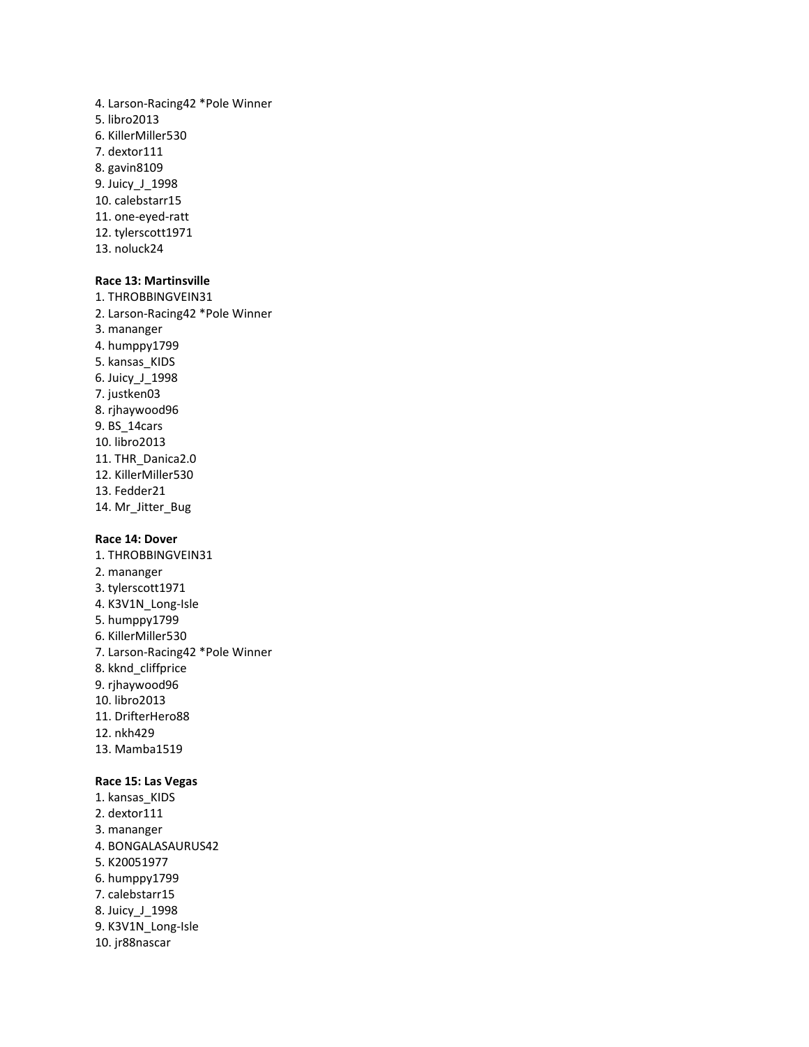4. Larson-Racing42 *Pole Winner
5. libro2013
6. KillerMiller530
7. dextor111
8. gavin8109
9. Juicy_J_1998
10. calebstarr15
11. one-eyed-ratt
12. tylerscott1971
13. noluck24

**Race 13: Martinsville**

1. THROBBINGVEIN31
2. Larson-Racing42 *Pole Winner
3. mananger
4. humppy1799
5. kansas_KIDS
6. Juicy_J_1998
7. justken03
8. rjhaywood96
9. BS_14cars
10. libro2013
11. THR_Danica2.0
12. KillerMiller530
13. Fedder21
14. Mr_Jitter_Bug

**Race 14: Dover**

1. THROBBINGVEIN31
2. mananger
3. tylerscott1971
4. K3V1N_Long-Isle
5. humppy1799
6. KillerMiller530
7. Larson-Racing42 *Pole Winner
8. kknd_cliffprice
9. rjhaywood96
10. libro2013
11. DrifterHero88
12. nkh429
13. Mamba1519

**Race 15: Las Vegas**

1. kansas_KIDS
2. dextor111
3. mananger
4. BONGALASAURUS42
5. K20051977
6. humppy1799
7. calebstarr15
8. Juicy_J_1998
9. K3V1N_Long-Isle
10. jr88nascar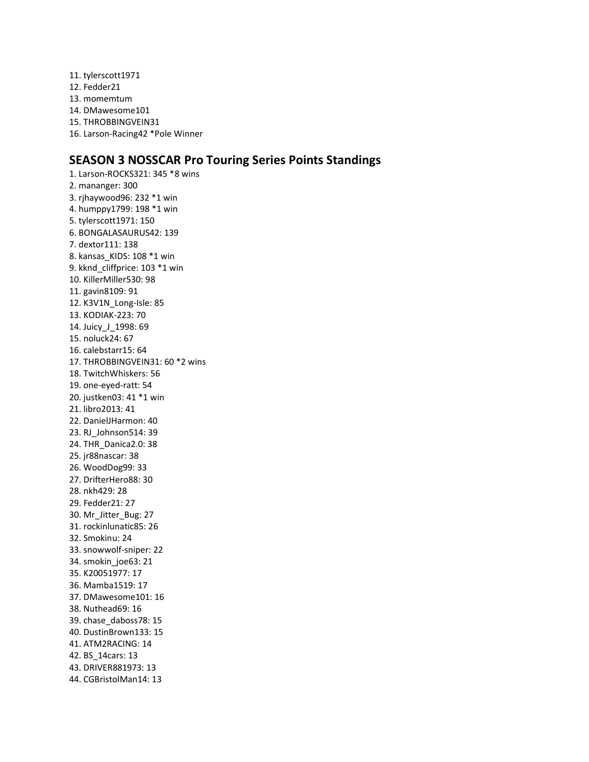11. tylerscott1971
12. Fedder21
13. momemtum
14. DMawesome101
15. THROBBINGVEIN31
16. Larson-Racing42 *Pole Winner

## SEASON 3 NOSSCAR Pro Touring Series Points Standings

1. Larson-ROCKS321: 345 *8 wins
2. mananger: 300
3. rjhaywood96: 232 *1 win
4. humppy1799: 198 *1 win
5. tylerscott1971: 150
6. BONGALASAURUS42: 139
7. dextor111: 138
8. kansas_KIDS: 108 *1 win
9. kknd_cliffprice: 103 *1 win
10. KillerMiller530: 98
11. gavin8109: 91
12. K3V1N_Long-Isle: 85
13. KODIAK-223: 70
14. Juicy_J_1998: 69
15. noluck24: 67
16. calebstarr15: 64
17. THROBBINGVEIN31: 60 *2 wins
18. TwitchWhiskers: 56
19. one-eyed-ratt: 54
20. justken03: 41 *1 win
21. libro2013: 41
22. DanielJHarmon: 40
23. RJ_Johnson514: 39
24. THR_Danica2.0: 38
25. jr88nascar: 38
26. WoodDog99: 33
27. DrifterHero88: 30
28. nkh429: 28
29. Fedder21: 27
30. Mr_Jitter_Bug: 27
31. rockinlunatic85: 26
32. Smokinu: 24
33. snowwolf-sniper: 22
34. smokin_joe63: 21
35. K20051977: 17
36. Mamba1519: 17
37. DMawesome101: 16
38. Nuthead69: 16
39. chase_daboss78: 15
40. DustinBrown133: 15
41. ATM2RACING: 14
42. BS_14cars: 13
43. DRIVER881973: 13
44. CGBristolMan14: 13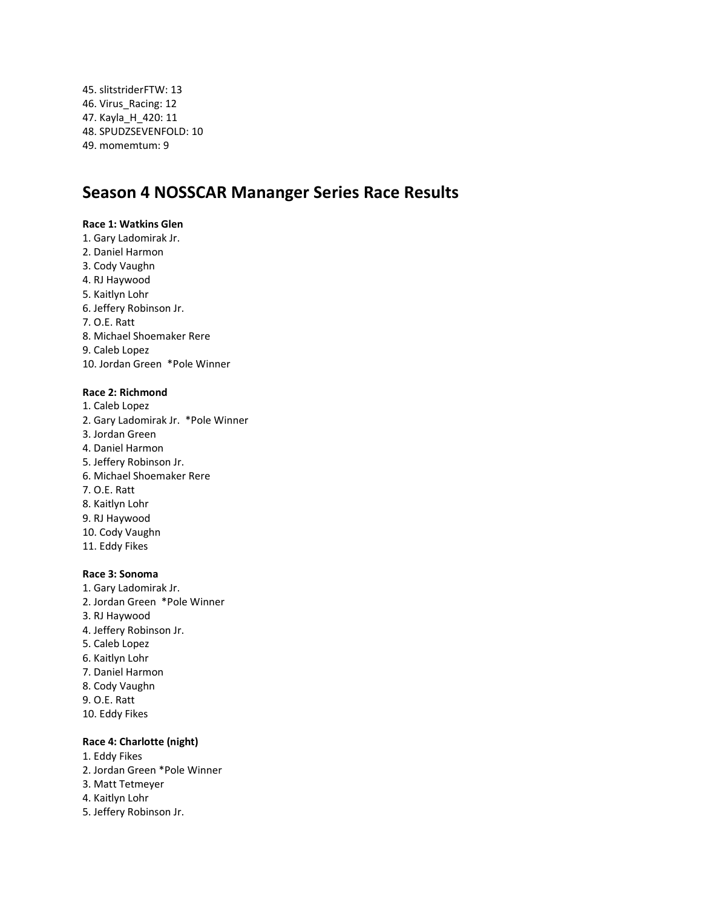45. slitstriderFTW: 13
46. Virus_Racing: 12
47. Kayla_H_420: 11
48. SPUDZSEVENFOLD: 10
49. momemtum: 9

## Season 4 NOSSCAR Mananger Series Race Results

**Race 1: Watkins Glen**

1. Gary Ladomirak Jr.
2. Daniel Harmon
3. Cody Vaughn
4. RJ Haywood
5. Kaitlyn Lohr
6. Jeffery Robinson Jr.
7. O.E. Ratt
8. Michael Shoemaker Rere
9. Caleb Lopez
10. Jordan Green *Pole Winner

**Race 2: Richmond**

1. Caleb Lopez
2. Gary Ladomirak Jr. *Pole Winner
3. Jordan Green
4. Daniel Harmon
5. Jeffery Robinson Jr.
6. Michael Shoemaker Rere
7. O.E. Ratt
8. Kaitlyn Lohr
9. RJ Haywood
10. Cody Vaughn
11. Eddy Fikes

**Race 3: Sonoma**

1. Gary Ladomirak Jr.
2. Jordan Green *Pole Winner
3. RJ Haywood
4. Jeffery Robinson Jr.
5. Caleb Lopez
6. Kaitlyn Lohr
7. Daniel Harmon
8. Cody Vaughn
9. O.E. Ratt
10. Eddy Fikes

**Race 4: Charlotte (night)**

1. Eddy Fikes
2. Jordan Green *Pole Winner
3. Matt Tetmeyer
4. Kaitlyn Lohr
5. Jeffery Robinson Jr.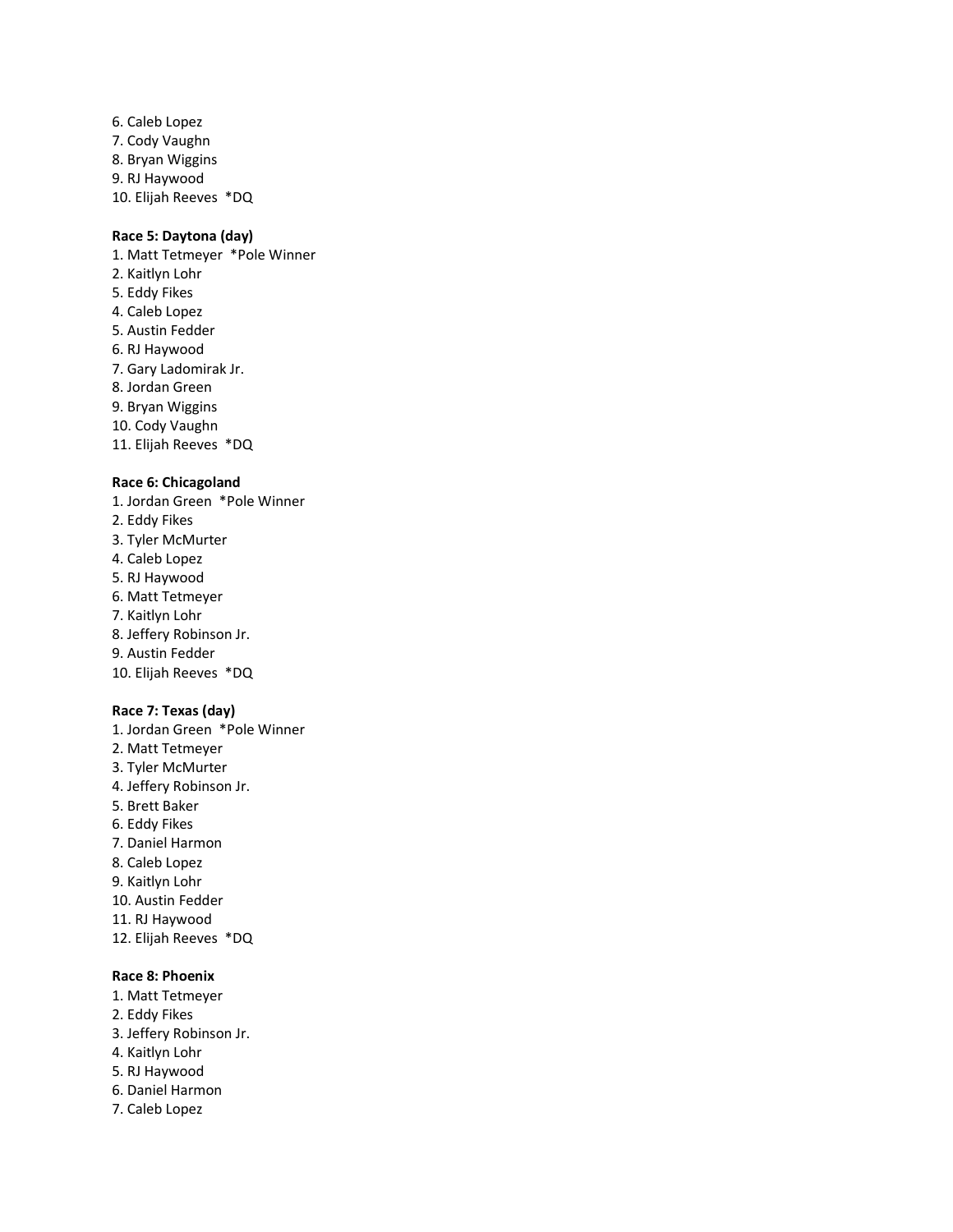6. Caleb Lopez
7. Cody Vaughn
8. Bryan Wiggins
9. RJ Haywood
10. Elijah Reeves *DQ

**Race 5: Daytona (day)**

1. Matt Tetmeyer *Pole Winner
2. Kaitlyn Lohr
5. Eddy Fikes
4. Caleb Lopez
5. Austin Fedder
6. RJ Haywood
7. Gary Ladomirak Jr.
8. Jordan Green
9. Bryan Wiggins
10. Cody Vaughn
11. Elijah Reeves *DQ

**Race 6: Chicagoland**

1. Jordan Green *Pole Winner
2. Eddy Fikes
3. Tyler McMurter
4. Caleb Lopez
5. RJ Haywood
6. Matt Tetmeyer
7. Kaitlyn Lohr
8. Jeffery Robinson Jr.
9. Austin Fedder
10. Elijah Reeves *DQ

**Race 7: Texas (day)**

1. Jordan Green *Pole Winner
2. Matt Tetmeyer
3. Tyler McMurter
4. Jeffery Robinson Jr.
5. Brett Baker
6. Eddy Fikes
7. Daniel Harmon
8. Caleb Lopez
9. Kaitlyn Lohr
10. Austin Fedder
11. RJ Haywood
12. Elijah Reeves *DQ

**Race 8: Phoenix**

1. Matt Tetmeyer
2. Eddy Fikes
3. Jeffery Robinson Jr.
4. Kaitlyn Lohr
5. RJ Haywood
6. Daniel Harmon
7. Caleb Lopez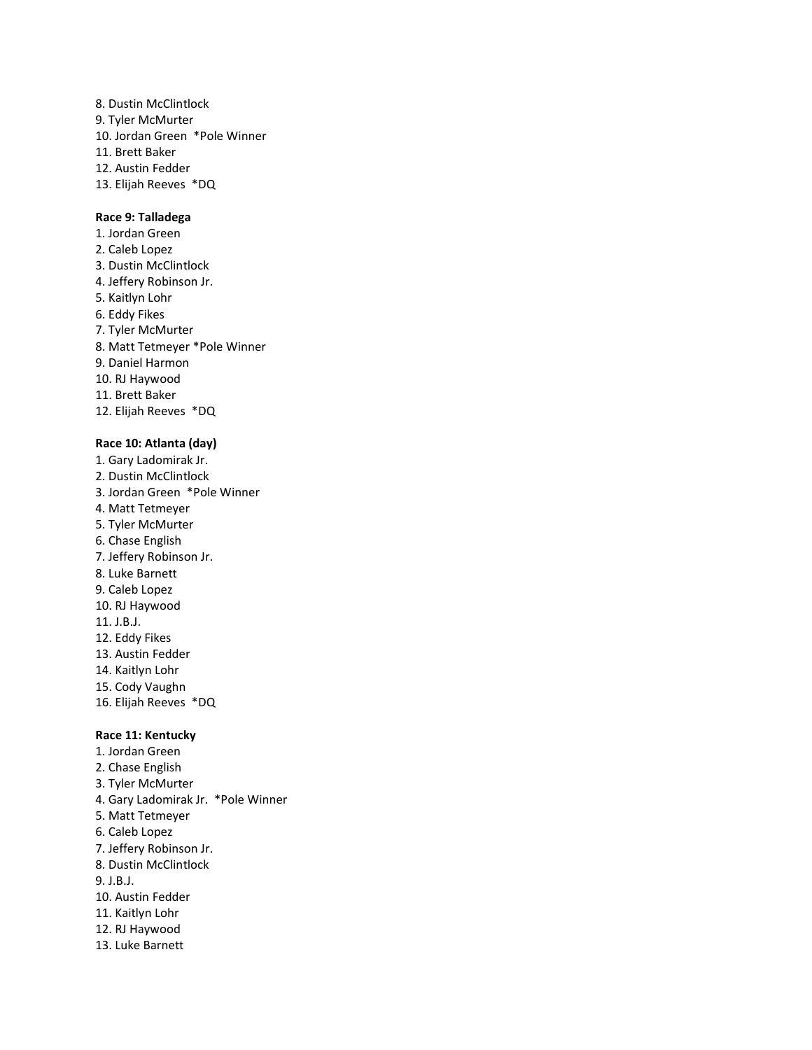8. Dustin McClintlock
9. Tyler McMurter
10. Jordan Green  *Pole Winner
11. Brett Baker
12. Austin Fedder
13. Elijah Reeves  *DQ

**Race 9: Talladega**

1. Jordan Green
2. Caleb Lopez
3. Dustin McClintlock
4. Jeffery Robinson Jr.
5. Kaitlyn Lohr
6. Eddy Fikes
7. Tyler McMurter
8. Matt Tetmeyer *Pole Winner
9. Daniel Harmon
10. RJ Haywood
11. Brett Baker
12. Elijah Reeves  *DQ

**Race 10: Atlanta (day)**

1. Gary Ladomirak Jr.
2. Dustin McClintlock
3. Jordan Green  *Pole Winner
4. Matt Tetmeyer
5. Tyler McMurter
6. Chase English
7. Jeffery Robinson Jr.
8. Luke Barnett
9. Caleb Lopez
10. RJ Haywood
11. J.B.J.
12. Eddy Fikes
13. Austin Fedder
14. Kaitlyn Lohr
15. Cody Vaughn
16. Elijah Reeves  *DQ

**Race 11: Kentucky**

1. Jordan Green
2. Chase English
3. Tyler McMurter
4. Gary Ladomirak Jr.  *Pole Winner
5. Matt Tetmeyer
6. Caleb Lopez
7. Jeffery Robinson Jr.
8. Dustin McClintlock
9. J.B.J.
10. Austin Fedder
11. Kaitlyn Lohr
12. RJ Haywood
13. Luke Barnett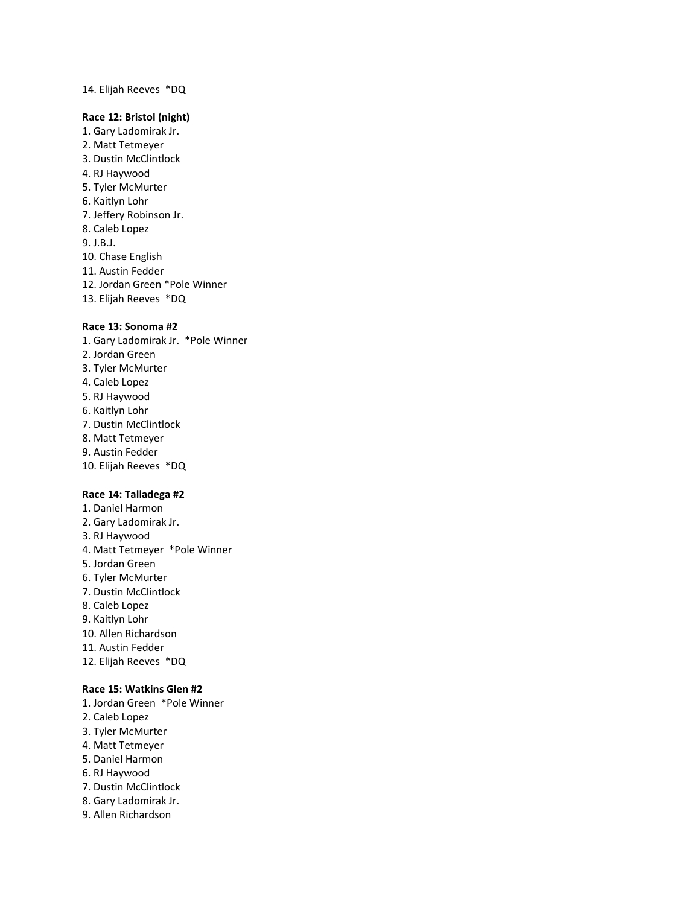14. Elijah Reeves *DQ

**Race 12: Bristol (night)**

1. Gary Ladomirak Jr.
2. Matt Tetmeyer
3. Dustin McClintlock
4. RJ Haywood
5. Tyler McMurter
6. Kaitlyn Lohr
7. Jeffery Robinson Jr.
8. Caleb Lopez
9. J.B.J.
10. Chase English
11. Austin Fedder
12. Jordan Green *Pole Winner
13. Elijah Reeves *DQ

**Race 13: Sonoma #2**

1. Gary Ladomirak Jr. *Pole Winner
2. Jordan Green
3. Tyler McMurter
4. Caleb Lopez
5. RJ Haywood
6. Kaitlyn Lohr
7. Dustin McClintlock
8. Matt Tetmeyer
9. Austin Fedder
10. Elijah Reeves *DQ

**Race 14: Talladega #2**

1. Daniel Harmon
2. Gary Ladomirak Jr.
3. RJ Haywood
4. Matt Tetmeyer *Pole Winner
5. Jordan Green
6. Tyler McMurter
7. Dustin McClintlock
8. Caleb Lopez
9. Kaitlyn Lohr
10. Allen Richardson
11. Austin Fedder
12. Elijah Reeves *DQ

**Race 15: Watkins Glen #2**

1. Jordan Green *Pole Winner
2. Caleb Lopez
3. Tyler McMurter
4. Matt Tetmeyer
5. Daniel Harmon
6. RJ Haywood
7. Dustin McClintlock
8. Gary Ladomirak Jr.
9. Allen Richardson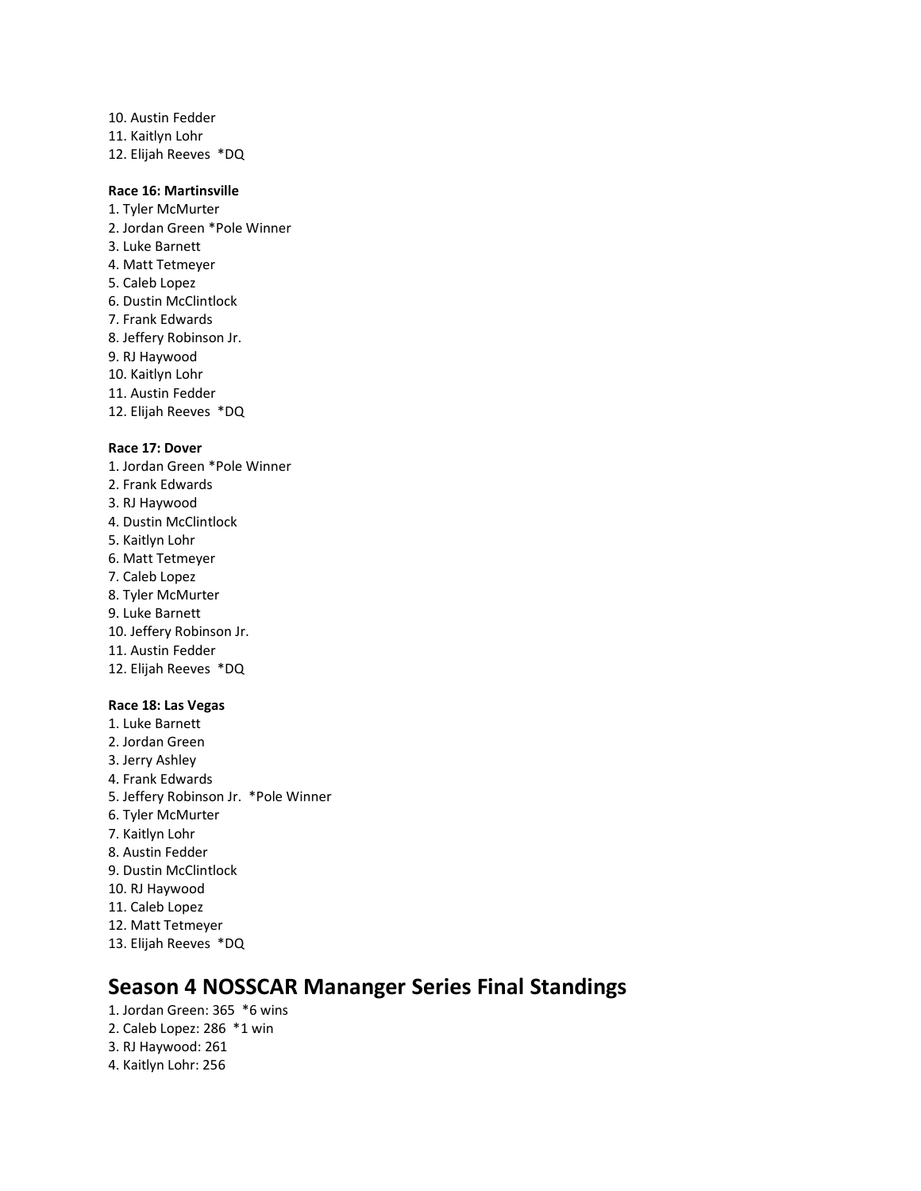10. Austin Fedder
11. Kaitlyn Lohr
12. Elijah Reeves *DQ

**Race 16: Martinsville**

1. Tyler McMurter
2. Jordan Green *Pole Winner
3. Luke Barnett
4. Matt Tetmeyer
5. Caleb Lopez
6. Dustin McClintlock
7. Frank Edwards
8. Jeffery Robinson Jr.
9. RJ Haywood
10. Kaitlyn Lohr
11. Austin Fedder
12. Elijah Reeves *DQ

**Race 17: Dover**

1. Jordan Green *Pole Winner
2. Frank Edwards
3. RJ Haywood
4. Dustin McClintlock
5. Kaitlyn Lohr
6. Matt Tetmeyer
7. Caleb Lopez
8. Tyler McMurter
9. Luke Barnett
10. Jeffery Robinson Jr.
11. Austin Fedder
12. Elijah Reeves *DQ

**Race 18: Las Vegas**

1. Luke Barnett
2. Jordan Green
3. Jerry Ashley
4. Frank Edwards
5. Jeffery Robinson Jr. *Pole Winner
6. Tyler McMurter
7. Kaitlyn Lohr
8. Austin Fedder
9. Dustin McClintlock
10. RJ Haywood
11. Caleb Lopez
12. Matt Tetmeyer
13. Elijah Reeves *DQ

# Season 4 NOSSCAR Mananger Series Final Standings

1. Jordan Green: 365 *6 wins
2. Caleb Lopez: 286 *1 win
3. RJ Haywood: 261
4. Kaitlyn Lohr: 256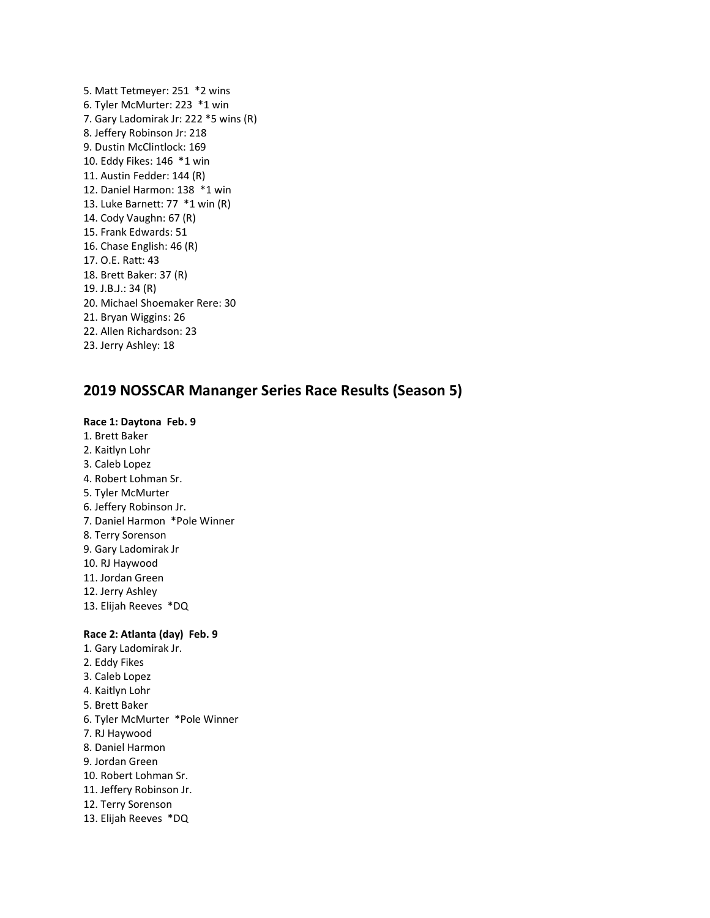5. Matt Tetmeyer: 251  *2 wins
6. Tyler McMurter: 223  *1 win
7. Gary Ladomirak Jr: 222 *5 wins (R)
8. Jeffery Robinson Jr: 218
9. Dustin McClintlock: 169
10. Eddy Fikes: 146  *1 win
11. Austin Fedder: 144 (R)
12. Daniel Harmon: 138  *1 win
13. Luke Barnett: 77  *1 win (R)
14. Cody Vaughn: 67 (R)
15. Frank Edwards: 51
16. Chase English: 46 (R)
17. O.E. Ratt: 43
18. Brett Baker: 37 (R)
19. J.B.J.: 34 (R)
20. Michael Shoemaker Rere: 30
21. Bryan Wiggins: 26
22. Allen Richardson: 23
23. Jerry Ashley: 18

## 2019 NOSSCAR Mananger Series Race Results (Season 5)

**Race 1: Daytona  Feb. 9**

1. Brett Baker
2. Kaitlyn Lohr
3. Caleb Lopez
4. Robert Lohman Sr.
5. Tyler McMurter
6. Jeffery Robinson Jr.
7. Daniel Harmon  *Pole Winner
8. Terry Sorenson
9. Gary Ladomirak Jr
10. RJ Haywood
11. Jordan Green
12. Jerry Ashley
13. Elijah Reeves  *DQ

**Race 2: Atlanta (day)  Feb. 9**

1. Gary Ladomirak Jr.
2. Eddy Fikes
3. Caleb Lopez
4. Kaitlyn Lohr
5. Brett Baker
6. Tyler McMurter  *Pole Winner
7. RJ Haywood
8. Daniel Harmon
9. Jordan Green
10. Robert Lohman Sr.
11. Jeffery Robinson Jr.
12. Terry Sorenson
13. Elijah Reeves  *DQ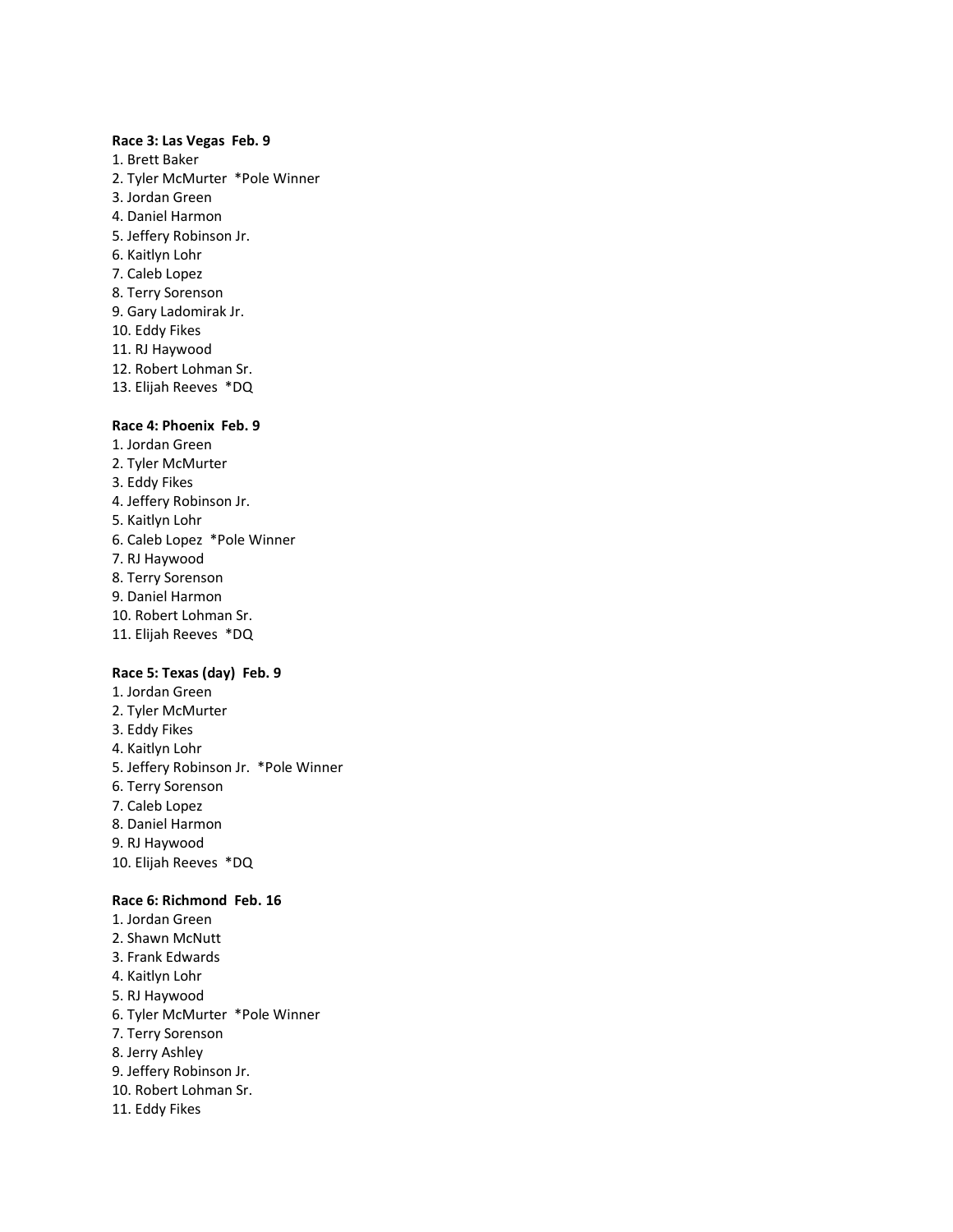**Race 3: Las Vegas  Feb. 9**

1. Brett Baker
2. Tyler McMurter  *Pole Winner
3. Jordan Green
4. Daniel Harmon
5. Jeffery Robinson Jr.
6. Kaitlyn Lohr
7. Caleb Lopez
8. Terry Sorenson
9. Gary Ladomirak Jr.
10. Eddy Fikes
11. RJ Haywood
12. Robert Lohman Sr.
13. Elijah Reeves  *DQ

**Race 4: Phoenix  Feb. 9**

1. Jordan Green
2. Tyler McMurter
3. Eddy Fikes
4. Jeffery Robinson Jr.
5. Kaitlyn Lohr
6. Caleb Lopez  *Pole Winner
7. RJ Haywood
8. Terry Sorenson
9. Daniel Harmon
10. Robert Lohman Sr.
11. Elijah Reeves  *DQ

**Race 5: Texas (day)  Feb. 9**

1. Jordan Green
2. Tyler McMurter
3. Eddy Fikes
4. Kaitlyn Lohr
5. Jeffery Robinson Jr.  *Pole Winner
6. Terry Sorenson
7. Caleb Lopez
8. Daniel Harmon
9. RJ Haywood
10. Elijah Reeves  *DQ

**Race 6: Richmond  Feb. 16**

1. Jordan Green
2. Shawn McNutt
3. Frank Edwards
4. Kaitlyn Lohr
5. RJ Haywood
6. Tyler McMurter  *Pole Winner
7. Terry Sorenson
8. Jerry Ashley
9. Jeffery Robinson Jr.
10. Robert Lohman Sr.
11. Eddy Fikes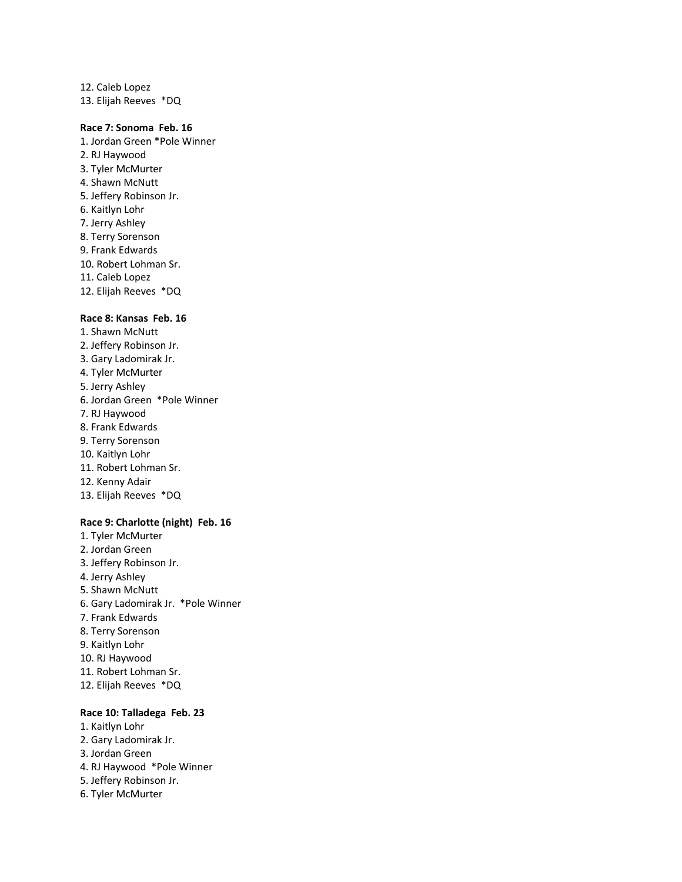12. Caleb Lopez
13. Elijah Reeves *DQ

**Race 7: Sonoma Feb. 16**

1. Jordan Green *Pole Winner
2. RJ Haywood
3. Tyler McMurter
4. Shawn McNutt
5. Jeffery Robinson Jr.
6. Kaitlyn Lohr
7. Jerry Ashley
8. Terry Sorenson
9. Frank Edwards
10. Robert Lohman Sr.
11. Caleb Lopez
12. Elijah Reeves *DQ

**Race 8: Kansas Feb. 16**

1. Shawn McNutt
2. Jeffery Robinson Jr.
3. Gary Ladomirak Jr.
4. Tyler McMurter
5. Jerry Ashley
6. Jordan Green *Pole Winner
7. RJ Haywood
8. Frank Edwards
9. Terry Sorenson
10. Kaitlyn Lohr
11. Robert Lohman Sr.
12. Kenny Adair
13. Elijah Reeves *DQ

**Race 9: Charlotte (night) Feb. 16**

1. Tyler McMurter
2. Jordan Green
3. Jeffery Robinson Jr.
4. Jerry Ashley
5. Shawn McNutt
6. Gary Ladomirak Jr. *Pole Winner
7. Frank Edwards
8. Terry Sorenson
9. Kaitlyn Lohr
10. RJ Haywood
11. Robert Lohman Sr.
12. Elijah Reeves *DQ

**Race 10: Talladega Feb. 23**

1. Kaitlyn Lohr
2. Gary Ladomirak Jr.
3. Jordan Green
4. RJ Haywood *Pole Winner
5. Jeffery Robinson Jr.
6. Tyler McMurter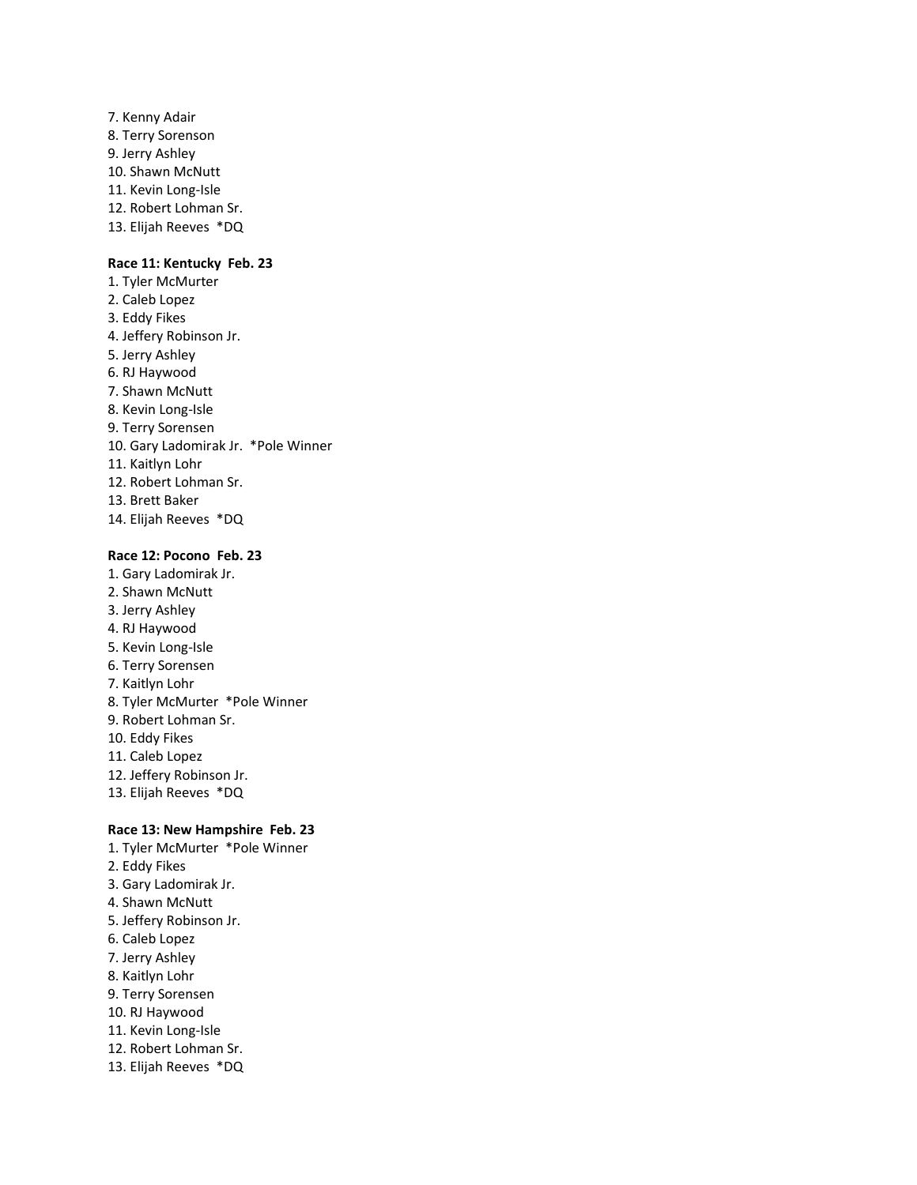7. Kenny Adair
8. Terry Sorenson
9. Jerry Ashley
10. Shawn McNutt
11. Kevin Long-Isle
12. Robert Lohman Sr.
13. Elijah Reeves *DQ

**Race 11: Kentucky Feb. 23**

1. Tyler McMurter
2. Caleb Lopez
3. Eddy Fikes
4. Jeffery Robinson Jr.
5. Jerry Ashley
6. RJ Haywood
7. Shawn McNutt
8. Kevin Long-Isle
9. Terry Sorensen
10. Gary Ladomirak Jr. *Pole Winner
11. Kaitlyn Lohr
12. Robert Lohman Sr.
13. Brett Baker
14. Elijah Reeves *DQ

**Race 12: Pocono Feb. 23**

1. Gary Ladomirak Jr.
2. Shawn McNutt
3. Jerry Ashley
4. RJ Haywood
5. Kevin Long-Isle
6. Terry Sorensen
7. Kaitlyn Lohr
8. Tyler McMurter *Pole Winner
9. Robert Lohman Sr.
10. Eddy Fikes
11. Caleb Lopez
12. Jeffery Robinson Jr.
13. Elijah Reeves *DQ

**Race 13: New Hampshire Feb. 23**

1. Tyler McMurter *Pole Winner
2. Eddy Fikes
3. Gary Ladomirak Jr.
4. Shawn McNutt
5. Jeffery Robinson Jr.
6. Caleb Lopez
7. Jerry Ashley
8. Kaitlyn Lohr
9. Terry Sorensen
10. RJ Haywood
11. Kevin Long-Isle
12. Robert Lohman Sr.
13. Elijah Reeves *DQ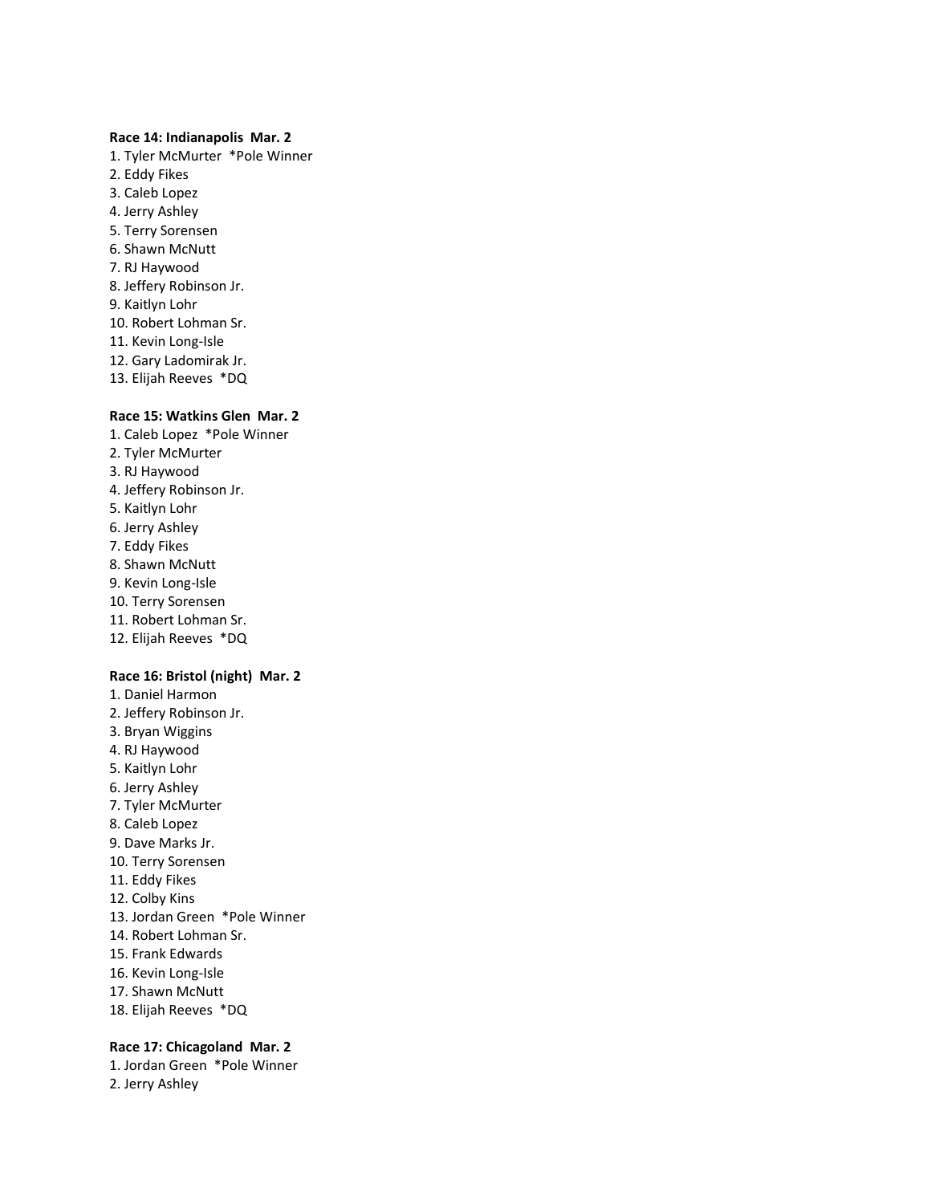**Race 14: Indianapolis  Mar. 2**

1. Tyler McMurter  *Pole Winner
2. Eddy Fikes
3. Caleb Lopez
4. Jerry Ashley
5. Terry Sorensen
6. Shawn McNutt
7. RJ Haywood
8. Jeffery Robinson Jr.
9. Kaitlyn Lohr
10. Robert Lohman Sr.
11. Kevin Long-Isle
12. Gary Ladomirak Jr.
13. Elijah Reeves  *DQ

**Race 15: Watkins Glen  Mar. 2**

1. Caleb Lopez  *Pole Winner
2. Tyler McMurter
3. RJ Haywood
4. Jeffery Robinson Jr.
5. Kaitlyn Lohr
6. Jerry Ashley
7. Eddy Fikes
8. Shawn McNutt
9. Kevin Long-Isle
10. Terry Sorensen
11. Robert Lohman Sr.
12. Elijah Reeves  *DQ

**Race 16: Bristol (night)  Mar. 2**

1. Daniel Harmon
2. Jeffery Robinson Jr.
3. Bryan Wiggins
4. RJ Haywood
5. Kaitlyn Lohr
6. Jerry Ashley
7. Tyler McMurter
8. Caleb Lopez
9. Dave Marks Jr.
10. Terry Sorensen
11. Eddy Fikes
12. Colby Kins
13. Jordan Green  *Pole Winner
14. Robert Lohman Sr.
15. Frank Edwards
16. Kevin Long-Isle
17. Shawn McNutt
18. Elijah Reeves  *DQ

**Race 17: Chicagoland  Mar. 2**

1. Jordan Green  *Pole Winner
2. Jerry Ashley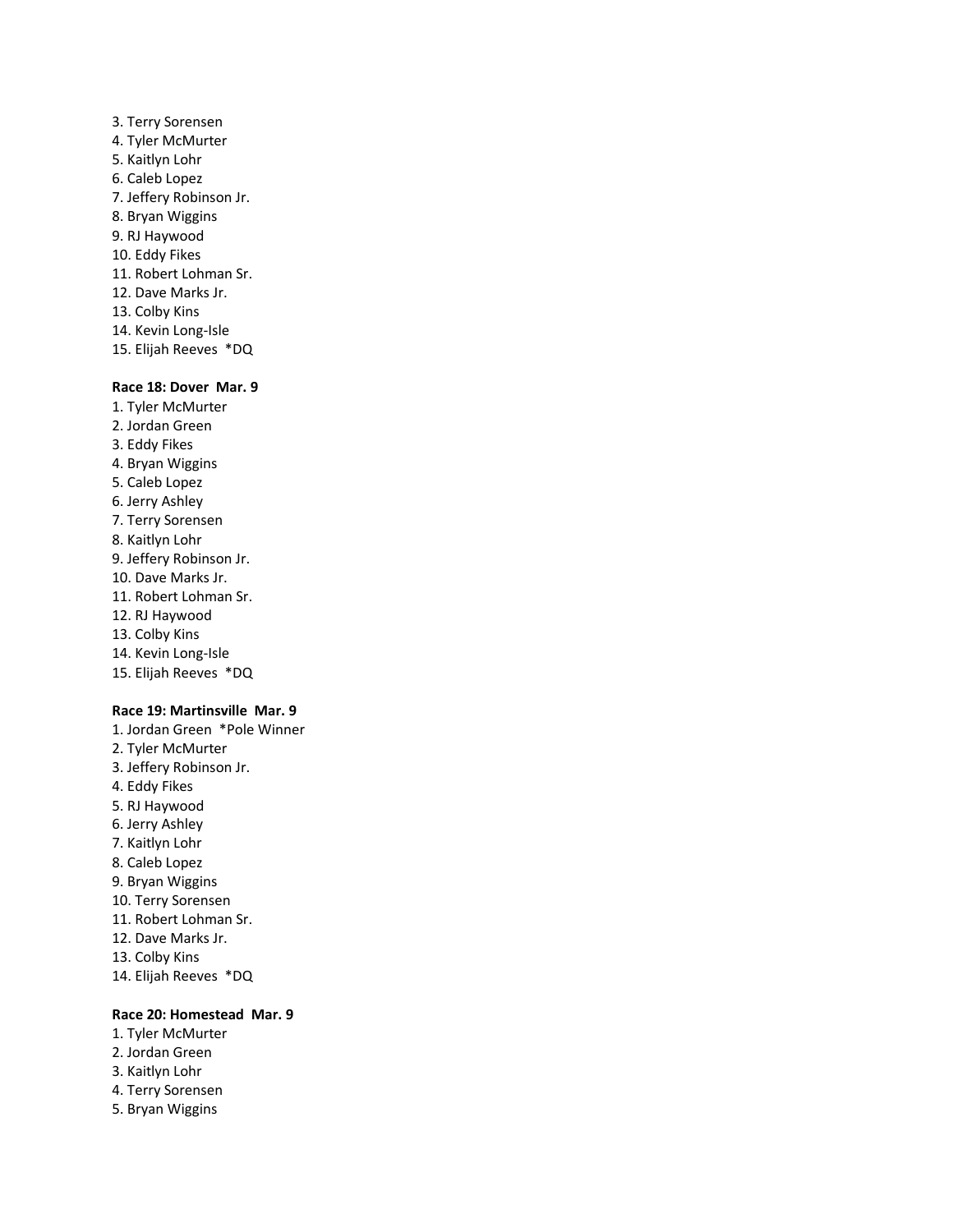3. Terry Sorensen
4. Tyler McMurter
5. Kaitlyn Lohr
6. Caleb Lopez
7. Jeffery Robinson Jr.
8. Bryan Wiggins
9. RJ Haywood
10. Eddy Fikes
11. Robert Lohman Sr.
12. Dave Marks Jr.
13. Colby Kins
14. Kevin Long-Isle
15. Elijah Reeves *DQ

**Race 18: Dover Mar. 9**

1. Tyler McMurter
2. Jordan Green
3. Eddy Fikes
4. Bryan Wiggins
5. Caleb Lopez
6. Jerry Ashley
7. Terry Sorensen
8. Kaitlyn Lohr
9. Jeffery Robinson Jr.
10. Dave Marks Jr.
11. Robert Lohman Sr.
12. RJ Haywood
13. Colby Kins
14. Kevin Long-Isle
15. Elijah Reeves *DQ

**Race 19: Martinsville Mar. 9**

1. Jordan Green *Pole Winner
2. Tyler McMurter
3. Jeffery Robinson Jr.
4. Eddy Fikes
5. RJ Haywood
6. Jerry Ashley
7. Kaitlyn Lohr
8. Caleb Lopez
9. Bryan Wiggins
10. Terry Sorensen
11. Robert Lohman Sr.
12. Dave Marks Jr.
13. Colby Kins
14. Elijah Reeves *DQ

**Race 20: Homestead Mar. 9**

1. Tyler McMurter
2. Jordan Green
3. Kaitlyn Lohr
4. Terry Sorensen
5. Bryan Wiggins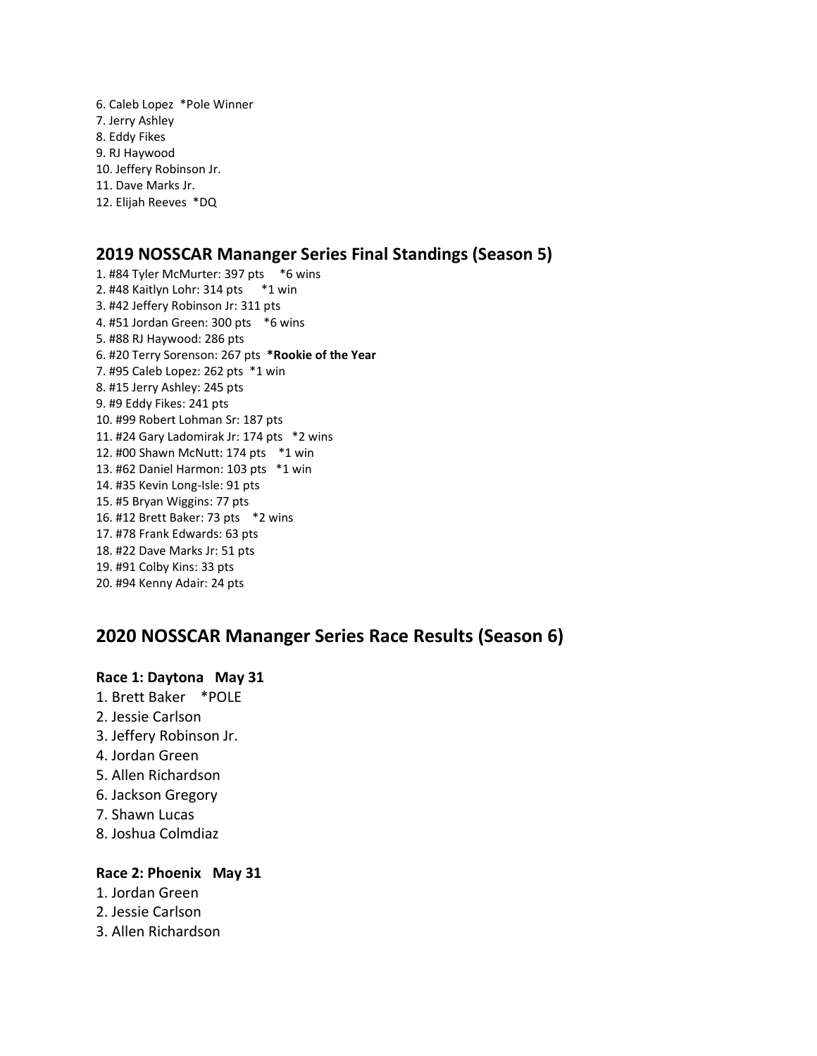6. Caleb Lopez  *Pole Winner
7. Jerry Ashley
8. Eddy Fikes
9. RJ Haywood
10. Jeffery Robinson Jr.
11. Dave Marks Jr.
12. Elijah Reeves  *DQ

## 2019 NOSSCAR Mananger Series Final Standings (Season 5)

1. #84 Tyler McMurter: 397 pts   *6 wins
2. #48 Kaitlyn Lohr: 314 pts   *1 win
3. #42 Jeffery Robinson Jr: 311 pts
4. #51 Jordan Green: 300 pts   *6 wins
5. #88 RJ Haywood: 286 pts
6. #20 Terry Sorenson: 267 pts  **\*Rookie of the Year**
7. #95 Caleb Lopez: 262 pts  *1 win
8. #15 Jerry Ashley: 245 pts
9. #9 Eddy Fikes: 241 pts
10. #99 Robert Lohman Sr: 187 pts
11. #24 Gary Ladomirak Jr: 174 pts   *2 wins
12. #00 Shawn McNutt: 174 pts   *1 win
13. #62 Daniel Harmon: 103 pts   *1 win
14. #35 Kevin Long-Isle: 91 pts
15. #5 Bryan Wiggins: 77 pts
16. #12 Brett Baker: 73 pts   *2 wins
17. #78 Frank Edwards: 63 pts
18. #22 Dave Marks Jr: 51 pts
19. #91 Colby Kins: 33 pts
20. #94 Kenny Adair: 24 pts

# 2020 NOSSCAR Mananger Series Race Results (Season 6)

### Race 1: Daytona   May 31

1. Brett Baker   *POLE
2. Jessie Carlson
3. Jeffery Robinson Jr.
4. Jordan Green
5. Allen Richardson
6. Jackson Gregory
7. Shawn Lucas
8. Joshua Colmdiaz

### Race 2: Phoenix   May 31

1. Jordan Green
2. Jessie Carlson
3. Allen Richardson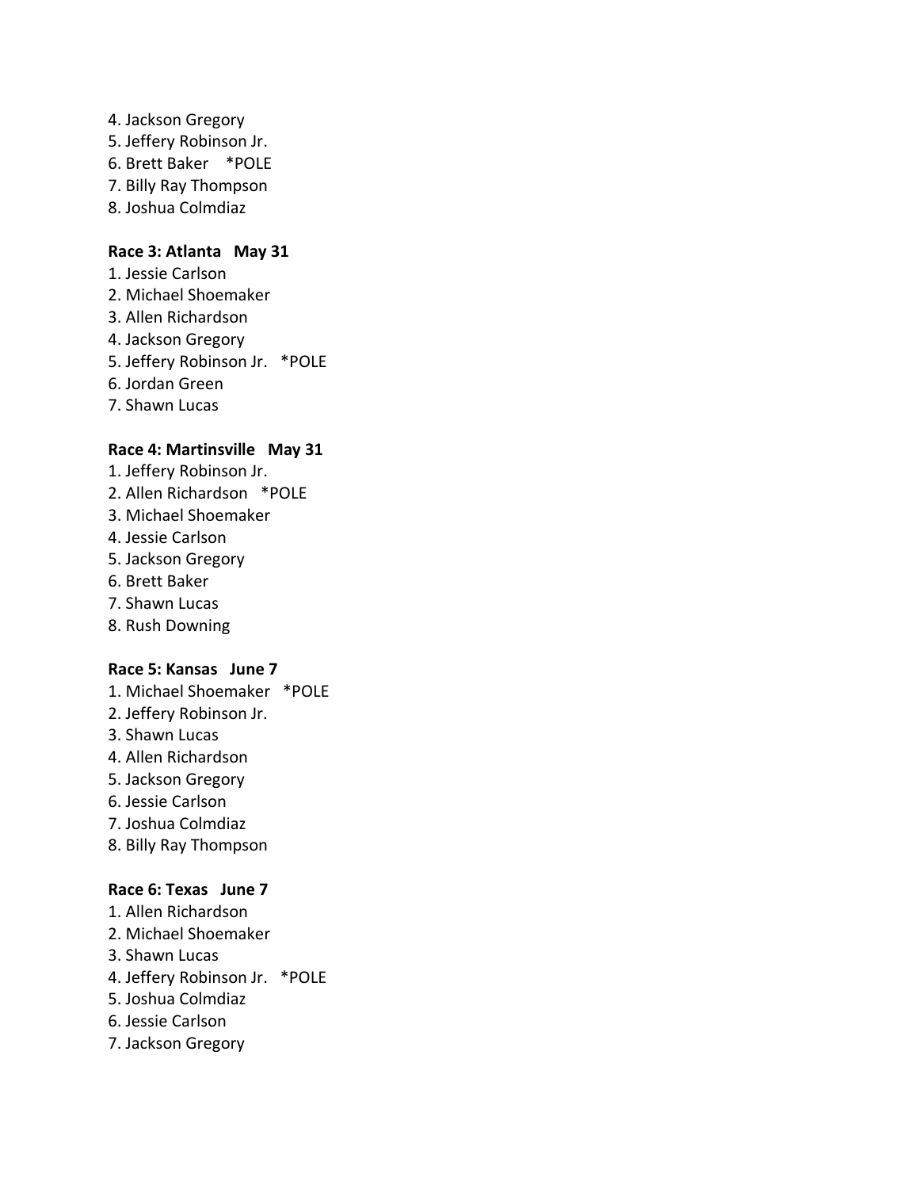4. Jackson Gregory
5. Jeffery Robinson Jr.
6. Brett Baker *POLE
7. Billy Ray Thompson
8. Joshua Colmdiaz

**Race 3: Atlanta May 31**

1. Jessie Carlson
2. Michael Shoemaker
3. Allen Richardson
4. Jackson Gregory
5. Jeffery Robinson Jr. *POLE
6. Jordan Green
7. Shawn Lucas

**Race 4: Martinsville May 31**

1. Jeffery Robinson Jr.
2. Allen Richardson *POLE
3. Michael Shoemaker
4. Jessie Carlson
5. Jackson Gregory
6. Brett Baker
7. Shawn Lucas
8. Rush Downing

**Race 5: Kansas June 7**

1. Michael Shoemaker *POLE
2. Jeffery Robinson Jr.
3. Shawn Lucas
4. Allen Richardson
5. Jackson Gregory
6. Jessie Carlson
7. Joshua Colmdiaz
8. Billy Ray Thompson

**Race 6: Texas June 7**

1. Allen Richardson
2. Michael Shoemaker
3. Shawn Lucas
4. Jeffery Robinson Jr. *POLE
5. Joshua Colmdiaz
6. Jessie Carlson
7. Jackson Gregory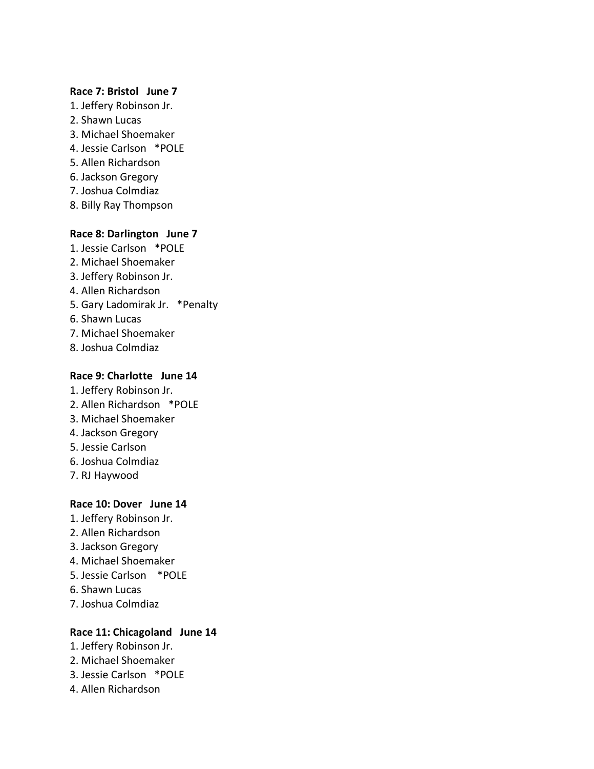**Race 7: Bristol   June 7**

1. Jeffery Robinson Jr.
2. Shawn Lucas
3. Michael Shoemaker
4. Jessie Carlson   *POLE
5. Allen Richardson
6. Jackson Gregory
7. Joshua Colmdiaz
8. Billy Ray Thompson

**Race 8: Darlington   June 7**

1. Jessie Carlson   *POLE
2. Michael Shoemaker
3. Jeffery Robinson Jr.
4. Allen Richardson
5. Gary Ladomirak Jr.   *Penalty
6. Shawn Lucas
7. Michael Shoemaker
8. Joshua Colmdiaz

**Race 9: Charlotte   June 14**

1. Jeffery Robinson Jr.
2. Allen Richardson   *POLE
3. Michael Shoemaker
4. Jackson Gregory
5. Jessie Carlson
6. Joshua Colmdiaz
7. RJ Haywood

**Race 10: Dover   June 14**

1. Jeffery Robinson Jr.
2. Allen Richardson
3. Jackson Gregory
4. Michael Shoemaker
5. Jessie Carlson    *POLE
6. Shawn Lucas
7. Joshua Colmdiaz

**Race 11: Chicagoland   June 14**

1. Jeffery Robinson Jr.
2. Michael Shoemaker
3. Jessie Carlson   *POLE
4. Allen Richardson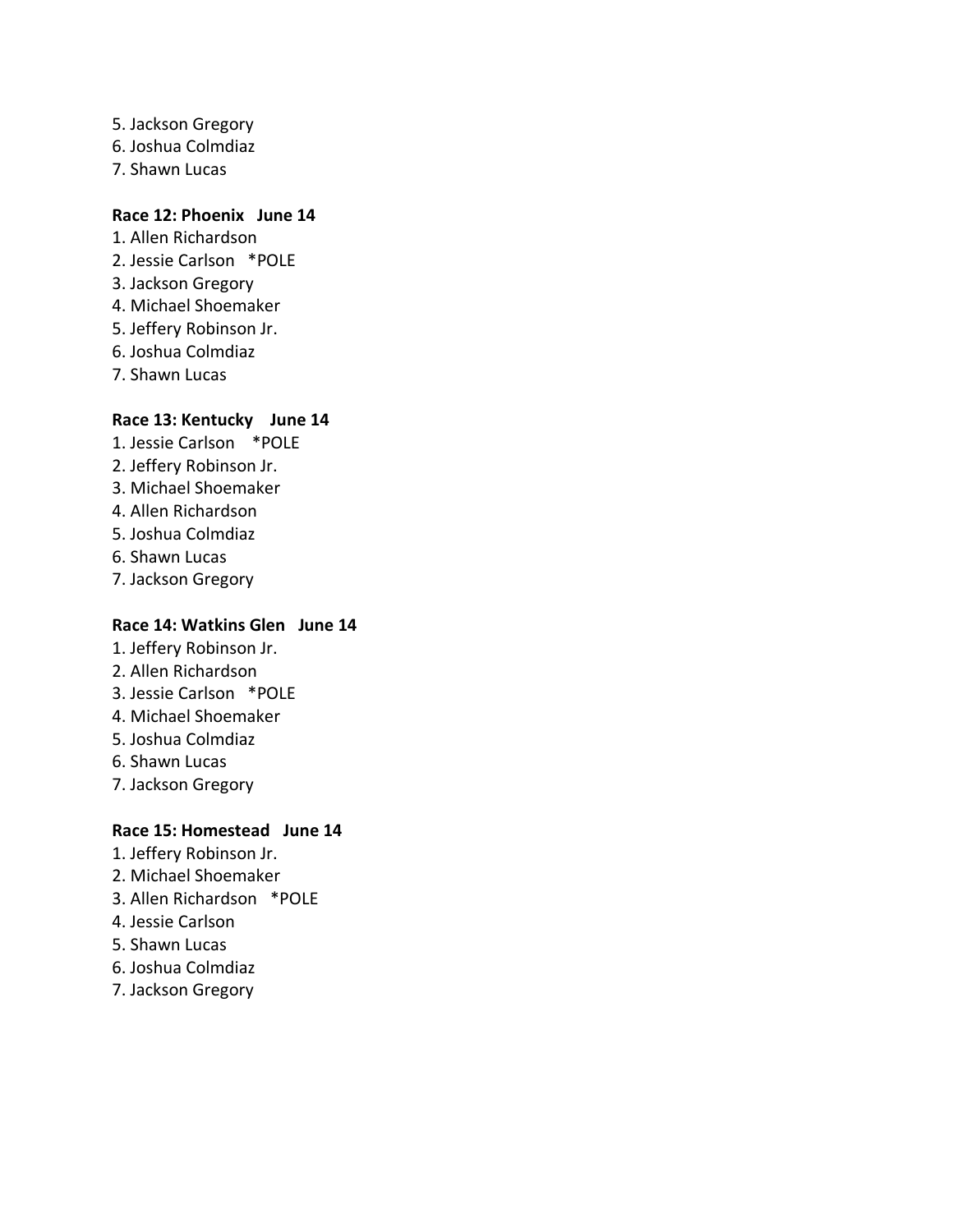5. Jackson Gregory
6. Joshua Colmdiaz
7. Shawn Lucas

**Race 12: Phoenix   June 14**

1. Allen Richardson
2. Jessie Carlson   *POLE
3. Jackson Gregory
4. Michael Shoemaker
5. Jeffery Robinson Jr.
6. Joshua Colmdiaz
7. Shawn Lucas

**Race 13: Kentucky   June 14**

1. Jessie Carlson   *POLE
2. Jeffery Robinson Jr.
3. Michael Shoemaker
4. Allen Richardson
5. Joshua Colmdiaz
6. Shawn Lucas
7. Jackson Gregory

**Race 14: Watkins Glen   June 14**

1. Jeffery Robinson Jr.
2. Allen Richardson
3. Jessie Carlson   *POLE
4. Michael Shoemaker
5. Joshua Colmdiaz
6. Shawn Lucas
7. Jackson Gregory

**Race 15: Homestead   June 14**

1. Jeffery Robinson Jr.
2. Michael Shoemaker
3. Allen Richardson   *POLE
4. Jessie Carlson
5. Shawn Lucas
6. Joshua Colmdiaz
7. Jackson Gregory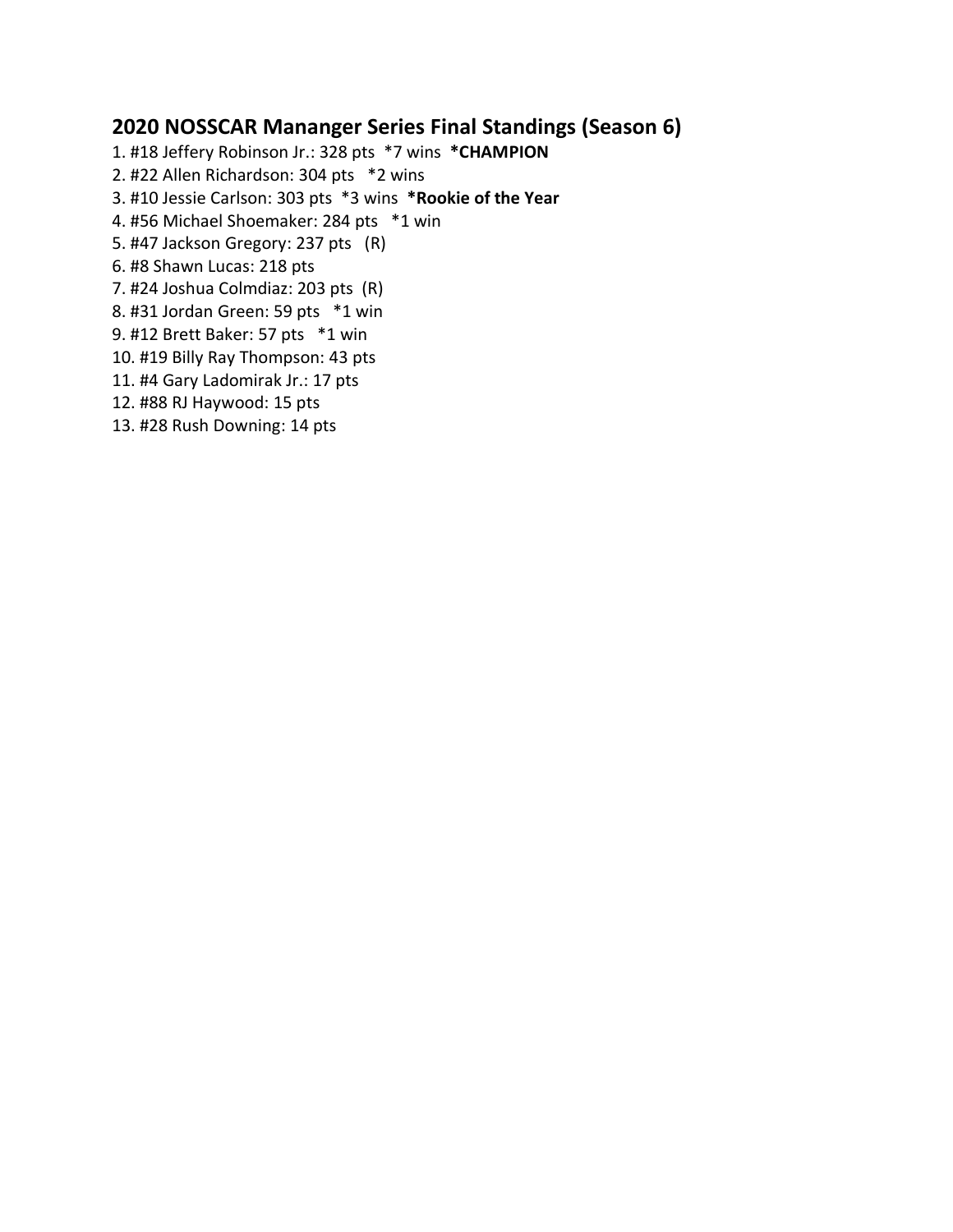## 2020 NOSSCAR Mananger Series Final Standings (Season 6)

1. #18 Jeffery Robinson Jr.: 328 pts *7 wins **\*CHAMPION**
2. #22 Allen Richardson: 304 pts *2 wins
3. #10 Jessie Carlson: 303 pts *3 wins **\*Rookie of the Year**
4. #56 Michael Shoemaker: 284 pts *1 win
5. #47 Jackson Gregory: 237 pts (R)
6. #8 Shawn Lucas: 218 pts
7. #24 Joshua Colmdiaz: 203 pts (R)
8. #31 Jordan Green: 59 pts *1 win
9. #12 Brett Baker: 57 pts *1 win
10. #19 Billy Ray Thompson: 43 pts
11. #4 Gary Ladomirak Jr.: 17 pts
12. #88 RJ Haywood: 15 pts
13. #28 Rush Downing: 14 pts